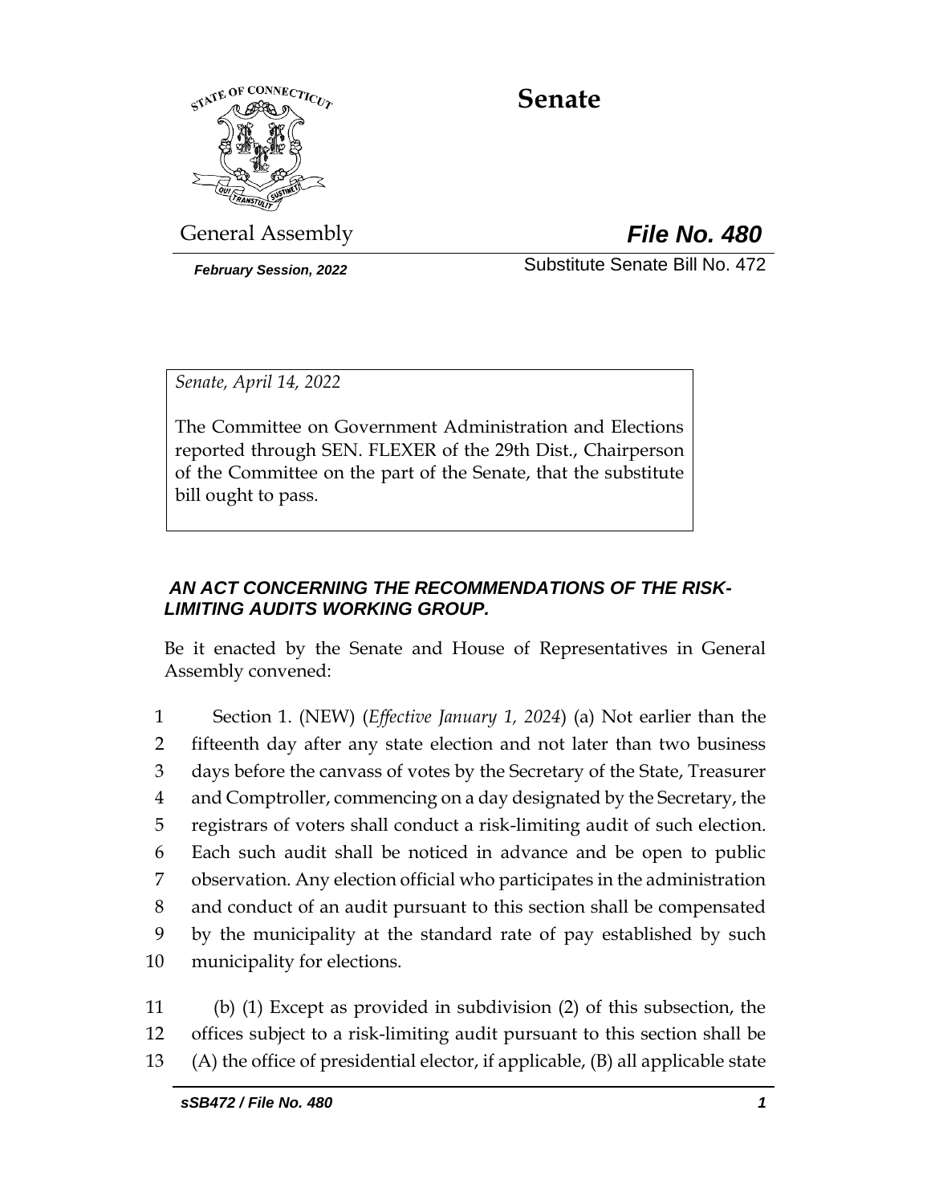# Senate

General Assembly

***File No. 480***

***February Session, 2022***

Substitute Senate Bill No. 472

*Senate, April 14, 2022*

The Committee on Government Administration and Elections reported through SEN. FLEXER of the 29th Dist., Chairperson of the Committee on the part of the Senate, that the substitute bill ought to pass.

***AN ACT CONCERNING THE RECOMMENDATIONS OF THE RISK-LIMITING AUDITS WORKING GROUP.***

Be it enacted by the Senate and House of Representatives in General Assembly convened:

1 Section 1. (NEW) (*Effective January 1, 2024*) (a) Not earlier than the
2 fifteenth day after any state election and not later than two business
3 days before the canvass of votes by the Secretary of the State, Treasurer
4 and Comptroller, commencing on a day designated by the Secretary, the
5 registrars of voters shall conduct a risk-limiting audit of such election.
6 Each such audit shall be noticed in advance and be open to public
7 observation. Any election official who participates in the administration
8 and conduct of an audit pursuant to this section shall be compensated
9 by the municipality at the standard rate of pay established by such
10 municipality for elections.

11 (b) (1) Except as provided in subdivision (2) of this subsection, the
12 offices subject to a risk-limiting audit pursuant to this section shall be
13 (A) the office of presidential elector, if applicable, (B) all applicable state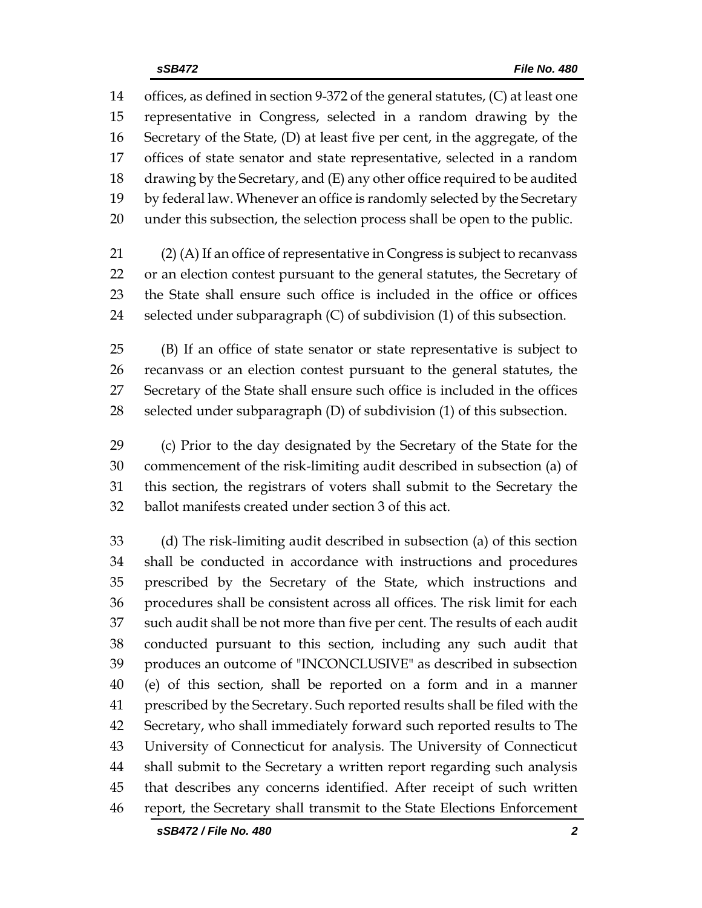offices, as defined in section 9-372 of the general statutes, (C) at least one representative in Congress, selected in a random drawing by the Secretary of the State, (D) at least five per cent, in the aggregate, of the offices of state senator and state representative, selected in a random drawing by the Secretary, and (E) any other office required to be audited by federal law. Whenever an office is randomly selected by the Secretary under this subsection, the selection process shall be open to the public.

(2) (A) If an office of representative in Congress is subject to recanvass or an election contest pursuant to the general statutes, the Secretary of the State shall ensure such office is included in the office or offices selected under subparagraph (C) of subdivision (1) of this subsection.

(B) If an office of state senator or state representative is subject to recanvass or an election contest pursuant to the general statutes, the Secretary of the State shall ensure such office is included in the offices selected under subparagraph (D) of subdivision (1) of this subsection.

(c) Prior to the day designated by the Secretary of the State for the commencement of the risk-limiting audit described in subsection (a) of this section, the registrars of voters shall submit to the Secretary the ballot manifests created under section 3 of this act.

(d) The risk-limiting audit described in subsection (a) of this section shall be conducted in accordance with instructions and procedures prescribed by the Secretary of the State, which instructions and procedures shall be consistent across all offices. The risk limit for each such audit shall be not more than five per cent. The results of each audit conducted pursuant to this section, including any such audit that produces an outcome of "INCONCLUSIVE" as described in subsection (e) of this section, shall be reported on a form and in a manner prescribed by the Secretary. Such reported results shall be filed with the Secretary, who shall immediately forward such reported results to The University of Connecticut for analysis. The University of Connecticut shall submit to the Secretary a written report regarding such analysis that describes any concerns identified. After receipt of such written report, the Secretary shall transmit to the State Elections Enforcement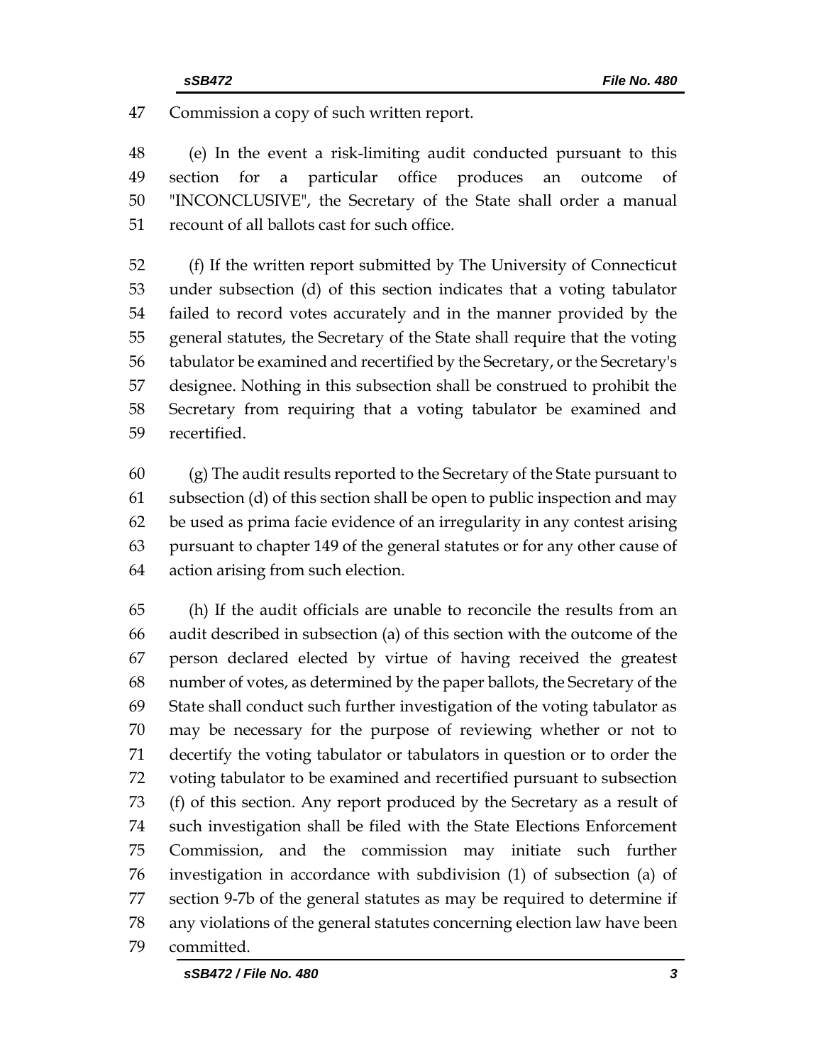Commission a copy of such written report.

(e) In the event a risk-limiting audit conducted pursuant to this section for a particular office produces an outcome of "INCONCLUSIVE", the Secretary of the State shall order a manual recount of all ballots cast for such office.

(f) If the written report submitted by The University of Connecticut under subsection (d) of this section indicates that a voting tabulator failed to record votes accurately and in the manner provided by the general statutes, the Secretary of the State shall require that the voting tabulator be examined and recertified by the Secretary, or the Secretary's designee. Nothing in this subsection shall be construed to prohibit the Secretary from requiring that a voting tabulator be examined and recertified.

(g) The audit results reported to the Secretary of the State pursuant to subsection (d) of this section shall be open to public inspection and may be used as prima facie evidence of an irregularity in any contest arising pursuant to chapter 149 of the general statutes or for any other cause of action arising from such election.

(h) If the audit officials are unable to reconcile the results from an audit described in subsection (a) of this section with the outcome of the person declared elected by virtue of having received the greatest number of votes, as determined by the paper ballots, the Secretary of the State shall conduct such further investigation of the voting tabulator as may be necessary for the purpose of reviewing whether or not to decertify the voting tabulator or tabulators in question or to order the voting tabulator to be examined and recertified pursuant to subsection (f) of this section. Any report produced by the Secretary as a result of such investigation shall be filed with the State Elections Enforcement Commission, and the commission may initiate such further investigation in accordance with subdivision (1) of subsection (a) of section 9-7b of the general statutes as may be required to determine if any violations of the general statutes concerning election law have been committed.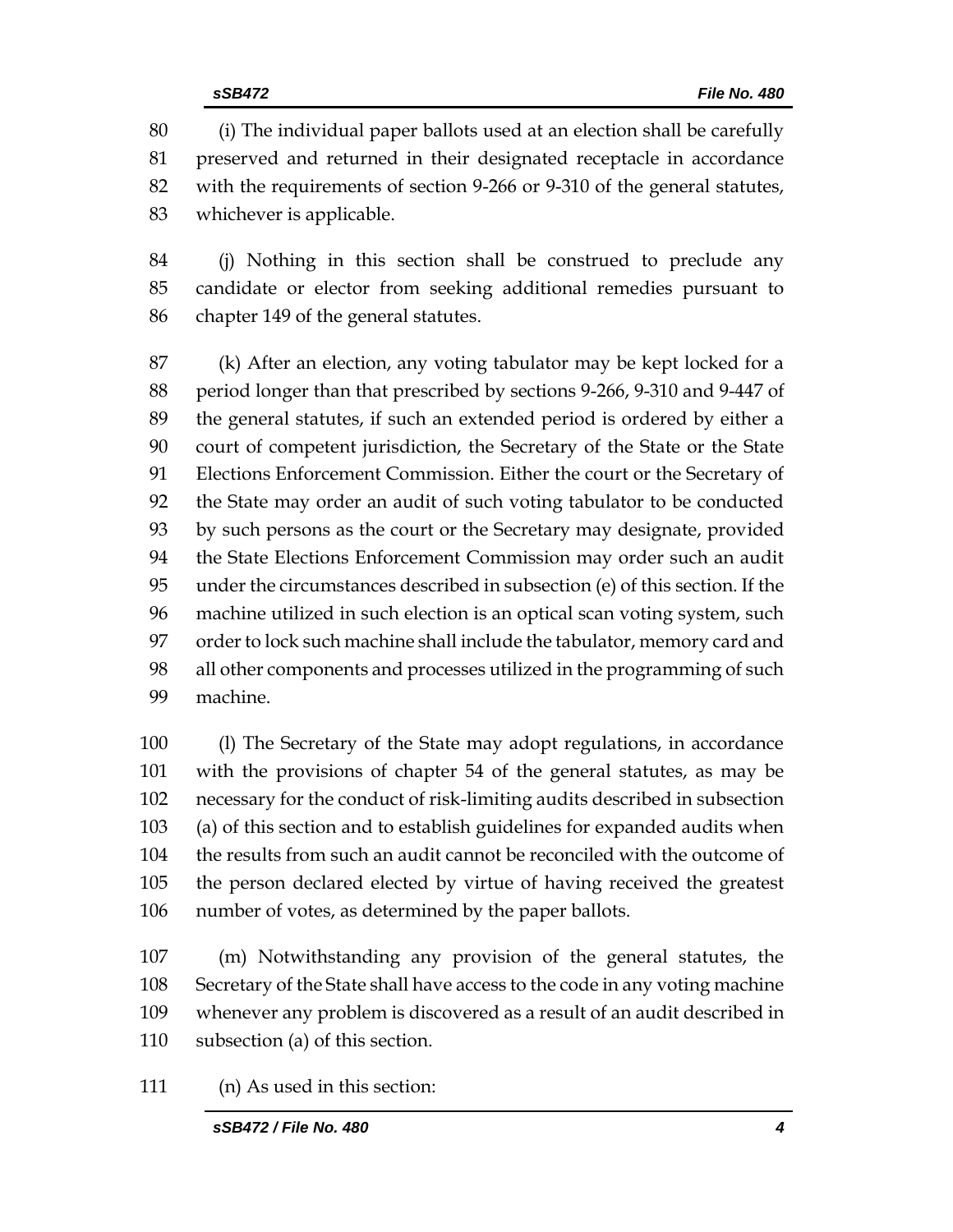(i) The individual paper ballots used at an election shall be carefully preserved and returned in their designated receptacle in accordance with the requirements of section 9-266 or 9-310 of the general statutes, whichever is applicable.

(j) Nothing in this section shall be construed to preclude any candidate or elector from seeking additional remedies pursuant to chapter 149 of the general statutes.

(k) After an election, any voting tabulator may be kept locked for a period longer than that prescribed by sections 9-266, 9-310 and 9-447 of the general statutes, if such an extended period is ordered by either a court of competent jurisdiction, the Secretary of the State or the State Elections Enforcement Commission. Either the court or the Secretary of the State may order an audit of such voting tabulator to be conducted by such persons as the court or the Secretary may designate, provided the State Elections Enforcement Commission may order such an audit under the circumstances described in subsection (e) of this section. If the machine utilized in such election is an optical scan voting system, such order to lock such machine shall include the tabulator, memory card and all other components and processes utilized in the programming of such machine.

(l) The Secretary of the State may adopt regulations, in accordance with the provisions of chapter 54 of the general statutes, as may be necessary for the conduct of risk-limiting audits described in subsection (a) of this section and to establish guidelines for expanded audits when the results from such an audit cannot be reconciled with the outcome of the person declared elected by virtue of having received the greatest number of votes, as determined by the paper ballots.

(m) Notwithstanding any provision of the general statutes, the Secretary of the State shall have access to the code in any voting machine whenever any problem is discovered as a result of an audit described in subsection (a) of this section.

(n) As used in this section: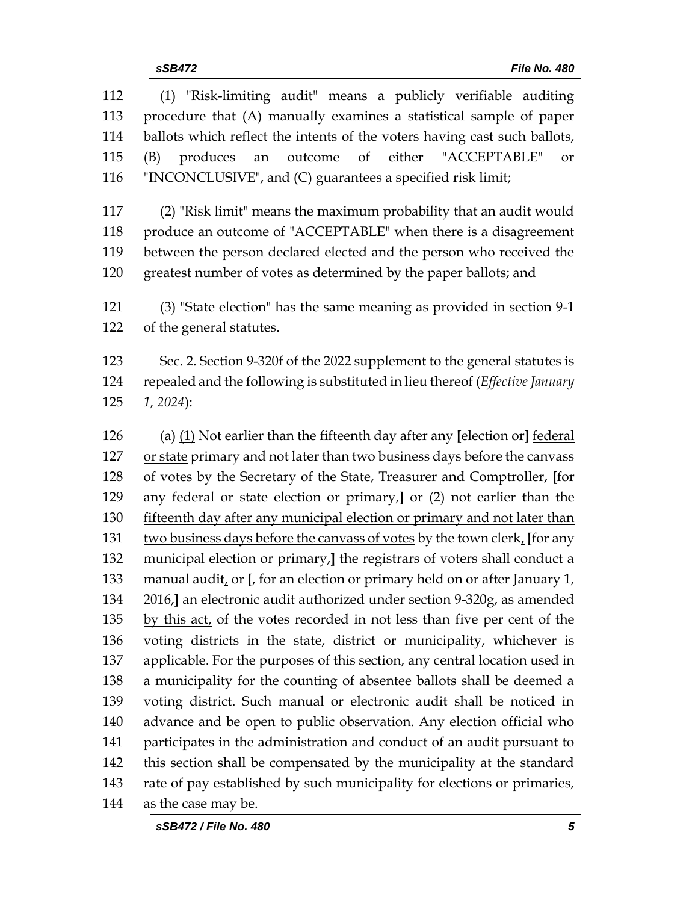112 (1) "Risk-limiting audit" means a publicly verifiable auditing
113 procedure that (A) manually examines a statistical sample of paper
114 ballots which reflect the intents of the voters having cast such ballots,
115 (B) produces an outcome of either "ACCEPTABLE" or
116 "INCONCLUSIVE", and (C) guarantees a specified risk limit;

117 (2) "Risk limit" means the maximum probability that an audit would
118 produce an outcome of "ACCEPTABLE" when there is a disagreement
119 between the person declared elected and the person who received the
120 greatest number of votes as determined by the paper ballots; and

121 (3) "State election" has the same meaning as provided in section 9-1
122 of the general statutes.

123 Sec. 2. Section 9-320f of the 2022 supplement to the general statutes is
124 repealed and the following is substituted in lieu thereof (*Effective January*
125 *1, 2024*):

126 (a) <u>(1)</u> Not earlier than the fifteenth day after any **[**election or**]** <u>federal</u>
127 <u>or state</u> primary and not later than two business days before the canvass
128 of votes by the Secretary of the State, Treasurer and Comptroller, **[**for
129 any federal or state election or primary,**]** or <u>(2) not earlier than the</u>
130 <u>fifteenth day after any municipal election or primary and not later than</u>
131 <u>two business days before the canvass of votes</u> by the town clerk<u>,</u> **[**for any
132 municipal election or primary,**]** the registrars of voters shall conduct a
133 manual audit<u>,</u> or **[**, for an election or primary held on or after January 1,
134 2016,**]** an electronic audit authorized under section 9-320g<u>, as amended</u>
135 <u>by this act,</u> of the votes recorded in not less than five per cent of the
136 voting districts in the state, district or municipality, whichever is
137 applicable. For the purposes of this section, any central location used in
138 a municipality for the counting of absentee ballots shall be deemed a
139 voting district. Such manual or electronic audit shall be noticed in
140 advance and be open to public observation. Any election official who
141 participates in the administration and conduct of an audit pursuant to
142 this section shall be compensated by the municipality at the standard
143 rate of pay established by such municipality for elections or primaries,
144 as the case may be.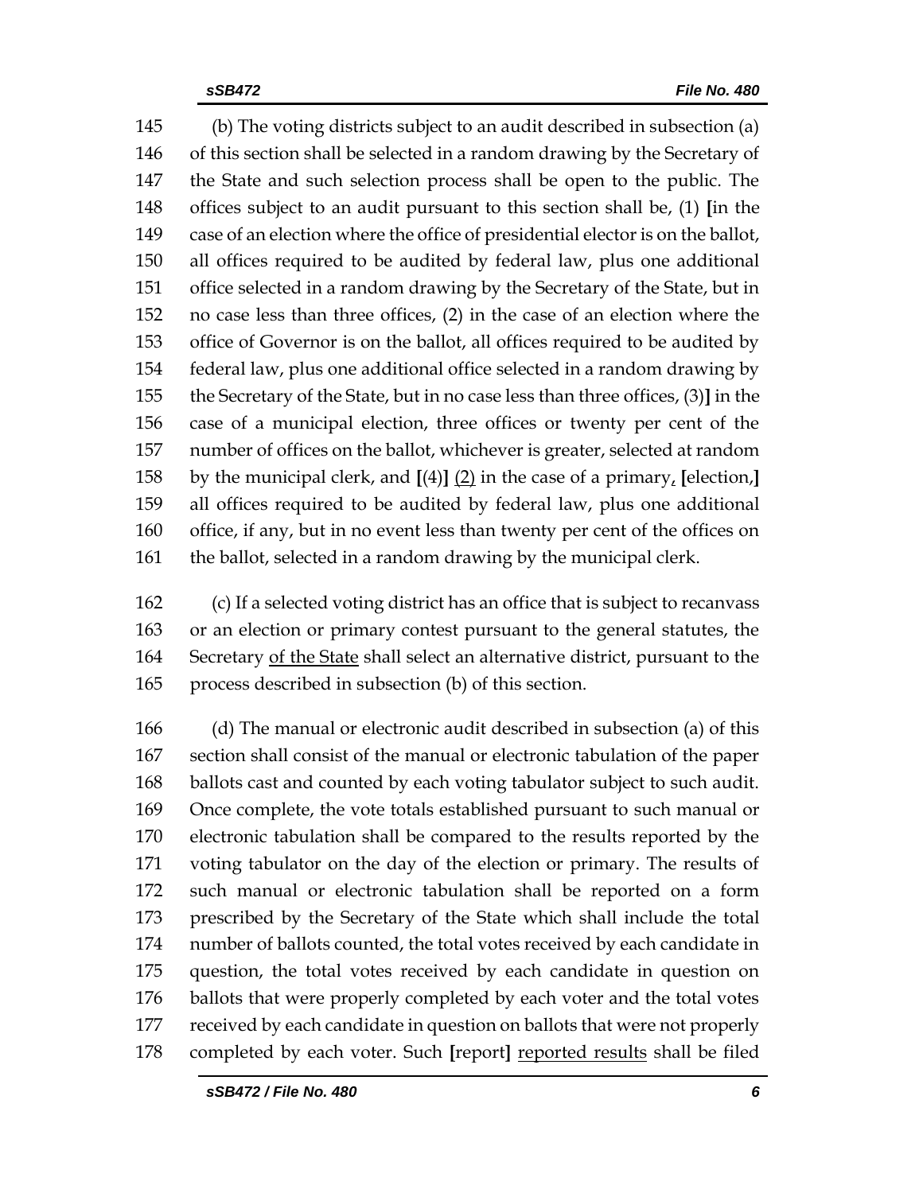145 (b) The voting districts subject to an audit described in subsection (a)
146 of this section shall be selected in a random drawing by the Secretary of
147 the State and such selection process shall be open to the public. The
148 offices subject to an audit pursuant to this section shall be, (1) **[**in the
149 case of an election where the office of presidential elector is on the ballot,
150 all offices required to be audited by federal law, plus one additional
151 office selected in a random drawing by the Secretary of the State, but in
152 no case less than three offices, (2) in the case of an election where the
153 office of Governor is on the ballot, all offices required to be audited by
154 federal law, plus one additional office selected in a random drawing by
155 the Secretary of the State, but in no case less than three offices, (3)**]** in the
156 case of a municipal election, three offices or twenty per cent of the
157 number of offices on the ballot, whichever is greater, selected at random
158 by the municipal clerk, and **[**(4)**]** <u>(2)</u> in the case of a primary<u>,</u> **[**election,**]**
159 all offices required to be audited by federal law, plus one additional
160 office, if any, but in no event less than twenty per cent of the offices on
161 the ballot, selected in a random drawing by the municipal clerk.

162 (c) If a selected voting district has an office that is subject to recanvass
163 or an election or primary contest pursuant to the general statutes, the
164 Secretary <u>of the State</u> shall select an alternative district, pursuant to the
165 process described in subsection (b) of this section.

166 (d) The manual or electronic audit described in subsection (a) of this
167 section shall consist of the manual or electronic tabulation of the paper
168 ballots cast and counted by each voting tabulator subject to such audit.
169 Once complete, the vote totals established pursuant to such manual or
170 electronic tabulation shall be compared to the results reported by the
171 voting tabulator on the day of the election or primary. The results of
172 such manual or electronic tabulation shall be reported on a form
173 prescribed by the Secretary of the State which shall include the total
174 number of ballots counted, the total votes received by each candidate in
175 question, the total votes received by each candidate in question on
176 ballots that were properly completed by each voter and the total votes
177 received by each candidate in question on ballots that were not properly
178 completed by each voter. Such **[**report**]** <u>reported results</u> shall be filed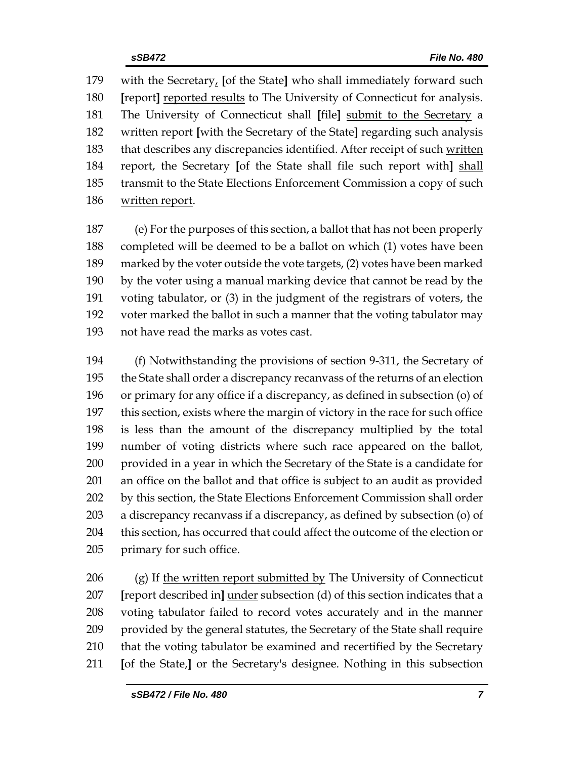179 with the Secretary, **[**of the State**]** who shall immediately forward such
180 **[**report**]** <u>reported results</u> to The University of Connecticut for analysis.
181 The University of Connecticut shall **[**file**]** <u>submit to the Secretary</u> a
182 written report **[**with the Secretary of the State**]** regarding such analysis
183 that describes any discrepancies identified. After receipt of such <u>written</u>
184 report, the Secretary **[**of the State shall file such report with**]** <u>shall</u>
185 <u>transmit to</u> the State Elections Enforcement Commission <u>a copy of such</u>
186 <u>written report</u>.

187 (e) For the purposes of this section, a ballot that has not been properly
188 completed will be deemed to be a ballot on which (1) votes have been
189 marked by the voter outside the vote targets, (2) votes have been marked
190 by the voter using a manual marking device that cannot be read by the
191 voting tabulator, or (3) in the judgment of the registrars of voters, the
192 voter marked the ballot in such a manner that the voting tabulator may
193 not have read the marks as votes cast.

194 (f) Notwithstanding the provisions of section 9-311, the Secretary of
195 the State shall order a discrepancy recanvass of the returns of an election
196 or primary for any office if a discrepancy, as defined in subsection (o) of
197 this section, exists where the margin of victory in the race for such office
198 is less than the amount of the discrepancy multiplied by the total
199 number of voting districts where such race appeared on the ballot,
200 provided in a year in which the Secretary of the State is a candidate for
201 an office on the ballot and that office is subject to an audit as provided
202 by this section, the State Elections Enforcement Commission shall order
203 a discrepancy recanvass if a discrepancy, as defined by subsection (o) of
204 this section, has occurred that could affect the outcome of the election or
205 primary for such office.

206 (g) If <u>the written report submitted by</u> The University of Connecticut
207 **[**report described in**]** <u>under</u> subsection (d) of this section indicates that a
208 voting tabulator failed to record votes accurately and in the manner
209 provided by the general statutes, the Secretary of the State shall require
210 that the voting tabulator be examined and recertified by the Secretary
211 **[**of the State,**]** or the Secretary's designee. Nothing in this subsection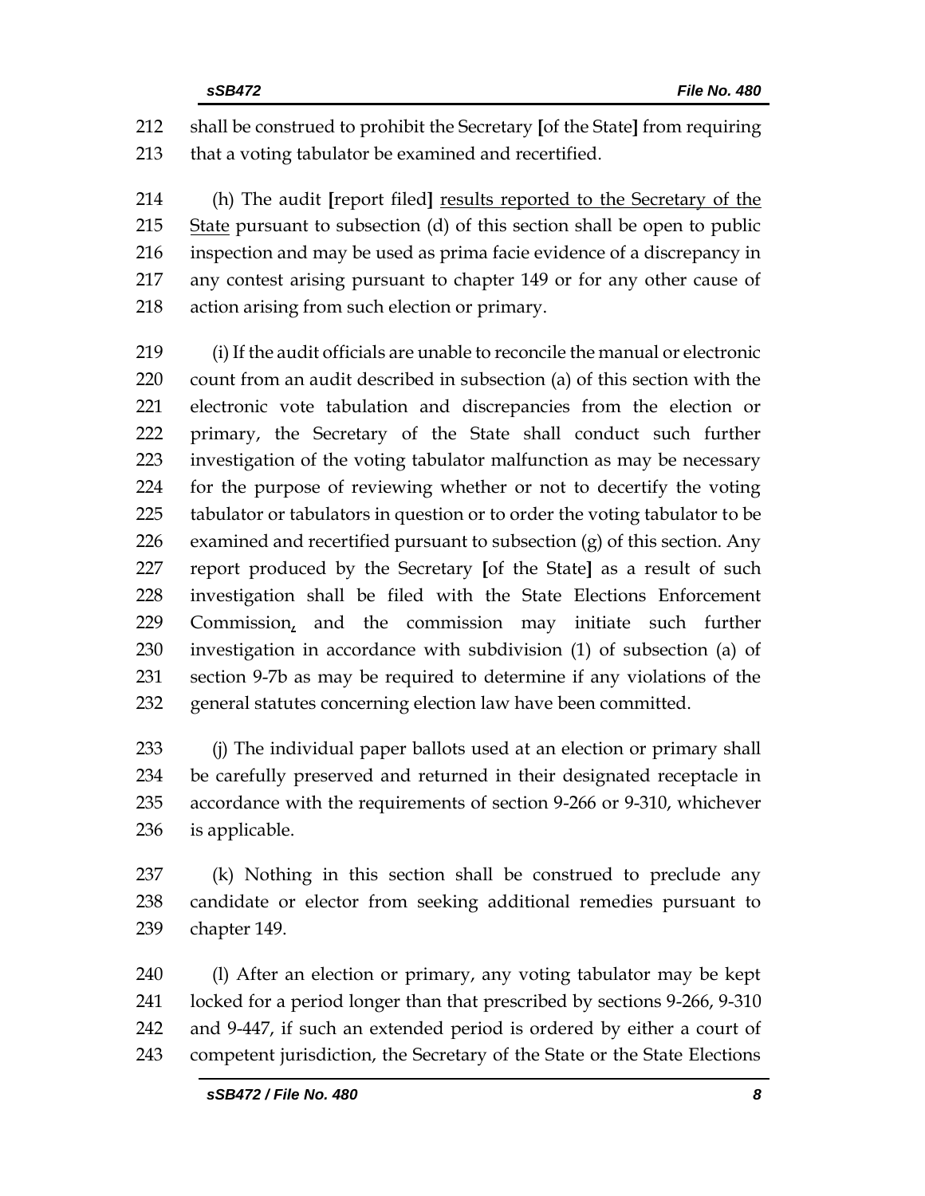shall be construed to prohibit the Secretary [of the State] from requiring that a voting tabulator be examined and recertified.

(h) The audit [report filed] results reported to the Secretary of the State pursuant to subsection (d) of this section shall be open to public inspection and may be used as prima facie evidence of a discrepancy in any contest arising pursuant to chapter 149 or for any other cause of action arising from such election or primary.

(i) If the audit officials are unable to reconcile the manual or electronic count from an audit described in subsection (a) of this section with the electronic vote tabulation and discrepancies from the election or primary, the Secretary of the State shall conduct such further investigation of the voting tabulator malfunction as may be necessary for the purpose of reviewing whether or not to decertify the voting tabulator or tabulators in question or to order the voting tabulator to be examined and recertified pursuant to subsection (g) of this section. Any report produced by the Secretary [of the State] as a result of such investigation shall be filed with the State Elections Enforcement Commission, and the commission may initiate such further investigation in accordance with subdivision (1) of subsection (a) of section 9-7b as may be required to determine if any violations of the general statutes concerning election law have been committed.

(j) The individual paper ballots used at an election or primary shall be carefully preserved and returned in their designated receptacle in accordance with the requirements of section 9-266 or 9-310, whichever is applicable.

(k) Nothing in this section shall be construed to preclude any candidate or elector from seeking additional remedies pursuant to chapter 149.

(l) After an election or primary, any voting tabulator may be kept locked for a period longer than that prescribed by sections 9-266, 9-310 and 9-447, if such an extended period is ordered by either a court of competent jurisdiction, the Secretary of the State or the State Elections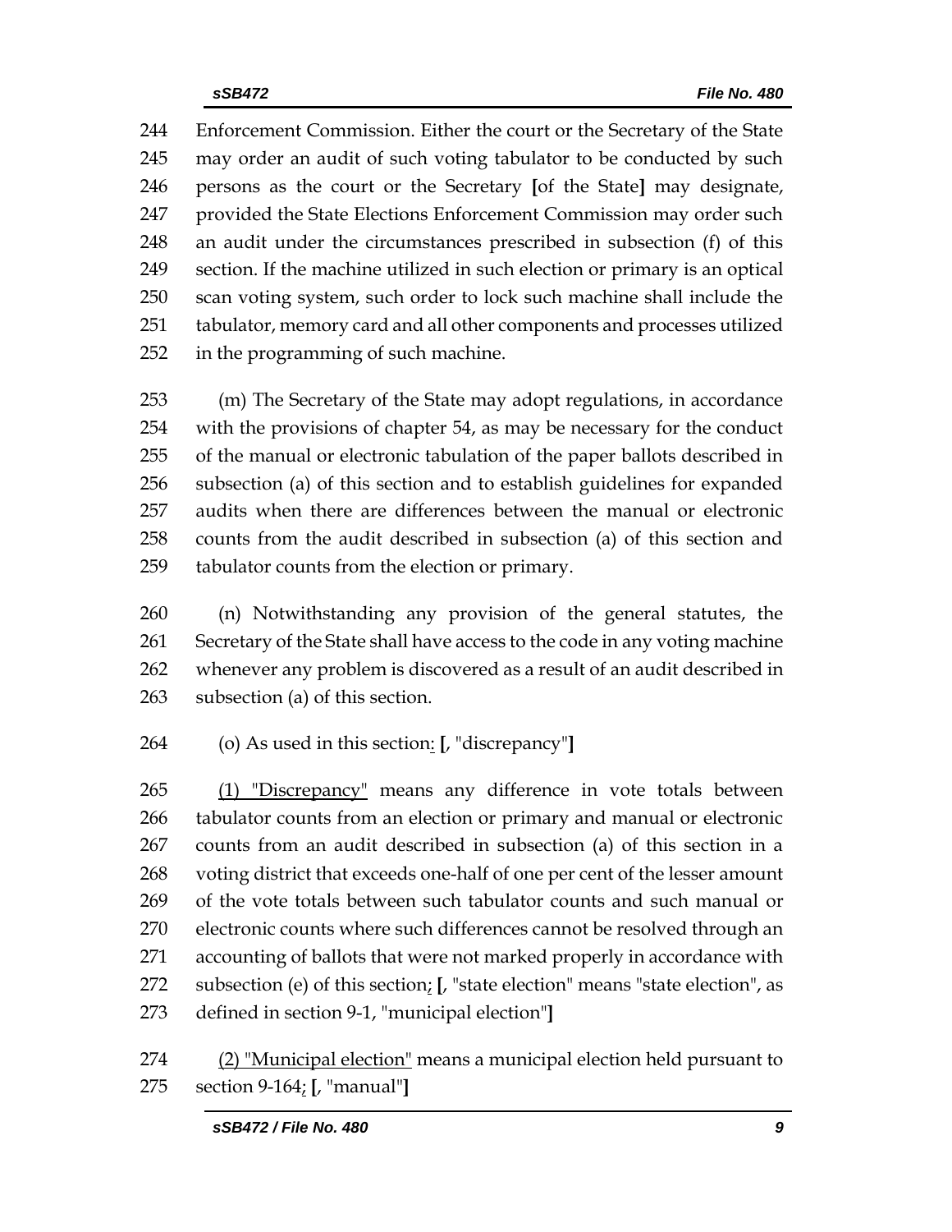244 Enforcement Commission. Either the court or the Secretary of the State
245 may order an audit of such voting tabulator to be conducted by such
246 persons as the court or the Secretary **[**of the State**]** may designate,
247 provided the State Elections Enforcement Commission may order such
248 an audit under the circumstances prescribed in subsection (f) of this
249 section. If the machine utilized in such election or primary is an optical
250 scan voting system, such order to lock such machine shall include the
251 tabulator, memory card and all other components and processes utilized
252 in the programming of such machine.

253 (m) The Secretary of the State may adopt regulations, in accordance
254 with the provisions of chapter 54, as may be necessary for the conduct
255 of the manual or electronic tabulation of the paper ballots described in
256 subsection (a) of this section and to establish guidelines for expanded
257 audits when there are differences between the manual or electronic
258 counts from the audit described in subsection (a) of this section and
259 tabulator counts from the election or primary.

260 (n) Notwithstanding any provision of the general statutes, the
261 Secretary of the State shall have access to the code in any voting machine
262 whenever any problem is discovered as a result of an audit described in
263 subsection (a) of this section.

264 (o) As used in this section<u>:</u> **[**, "discrepancy"**]**

265 <u>(1) "Discrepancy"</u> means any difference in vote totals between
266 tabulator counts from an election or primary and manual or electronic
267 counts from an audit described in subsection (a) of this section in a
268 voting district that exceeds one-half of one per cent of the lesser amount
269 of the vote totals between such tabulator counts and such manual or
270 electronic counts where such differences cannot be resolved through an
271 accounting of ballots that were not marked properly in accordance with
272 subsection (e) of this section<u>;</u> **[**, "state election" means "state election", as
273 defined in section 9-1, "municipal election"**]**

274 <u>(2) "Municipal election"</u> means a municipal election held pursuant to
275 section 9-164<u>;</u> **[**, "manual"**]**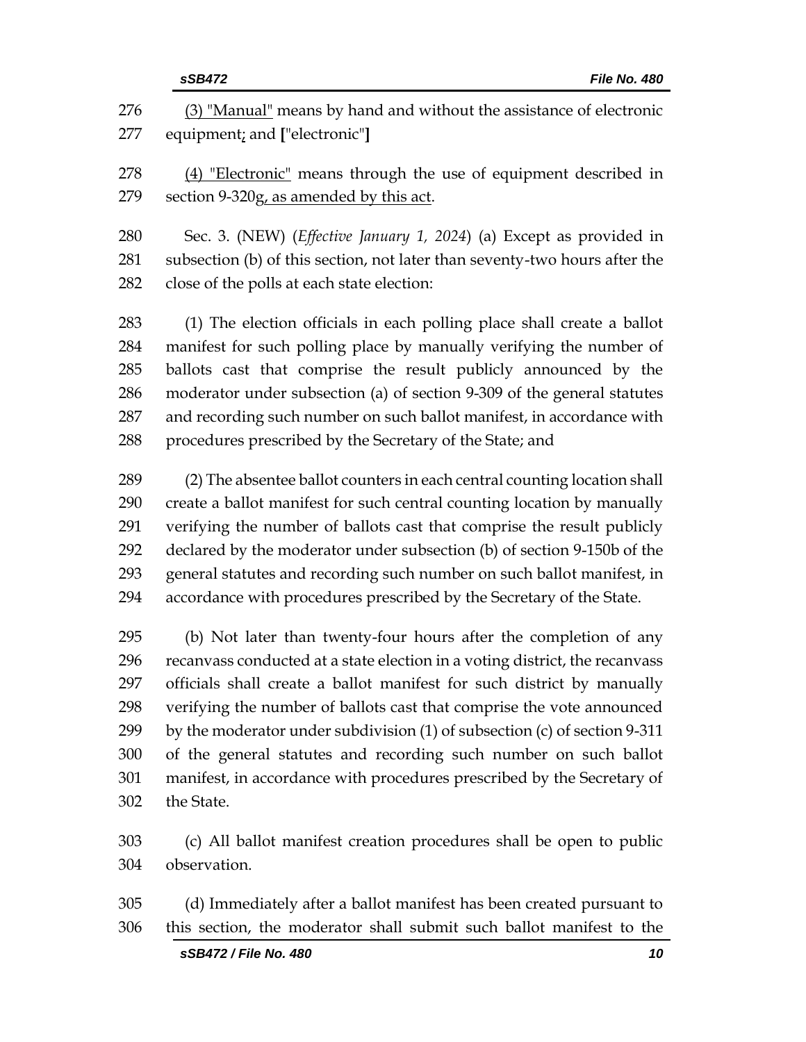276 (3) "Manual" means by hand and without the assistance of electronic
277 equipment; and ["electronic"]

278 (4) "Electronic" means through the use of equipment described in
279 section 9-320g, as amended by this act.

280 Sec. 3. (NEW) (*Effective January 1, 2024*) (a) Except as provided in
281 subsection (b) of this section, not later than seventy-two hours after the
282 close of the polls at each state election:

283 (1) The election officials in each polling place shall create a ballot
284 manifest for such polling place by manually verifying the number of
285 ballots cast that comprise the result publicly announced by the
286 moderator under subsection (a) of section 9-309 of the general statutes
287 and recording such number on such ballot manifest, in accordance with
288 procedures prescribed by the Secretary of the State; and

289 (2) The absentee ballot counters in each central counting location shall
290 create a ballot manifest for such central counting location by manually
291 verifying the number of ballots cast that comprise the result publicly
292 declared by the moderator under subsection (b) of section 9-150b of the
293 general statutes and recording such number on such ballot manifest, in
294 accordance with procedures prescribed by the Secretary of the State.

295 (b) Not later than twenty-four hours after the completion of any
296 recanvass conducted at a state election in a voting district, the recanvass
297 officials shall create a ballot manifest for such district by manually
298 verifying the number of ballots cast that comprise the vote announced
299 by the moderator under subdivision (1) of subsection (c) of section 9-311
300 of the general statutes and recording such number on such ballot
301 manifest, in accordance with procedures prescribed by the Secretary of
302 the State.

303 (c) All ballot manifest creation procedures shall be open to public
304 observation.

305 (d) Immediately after a ballot manifest has been created pursuant to
306 this section, the moderator shall submit such ballot manifest to the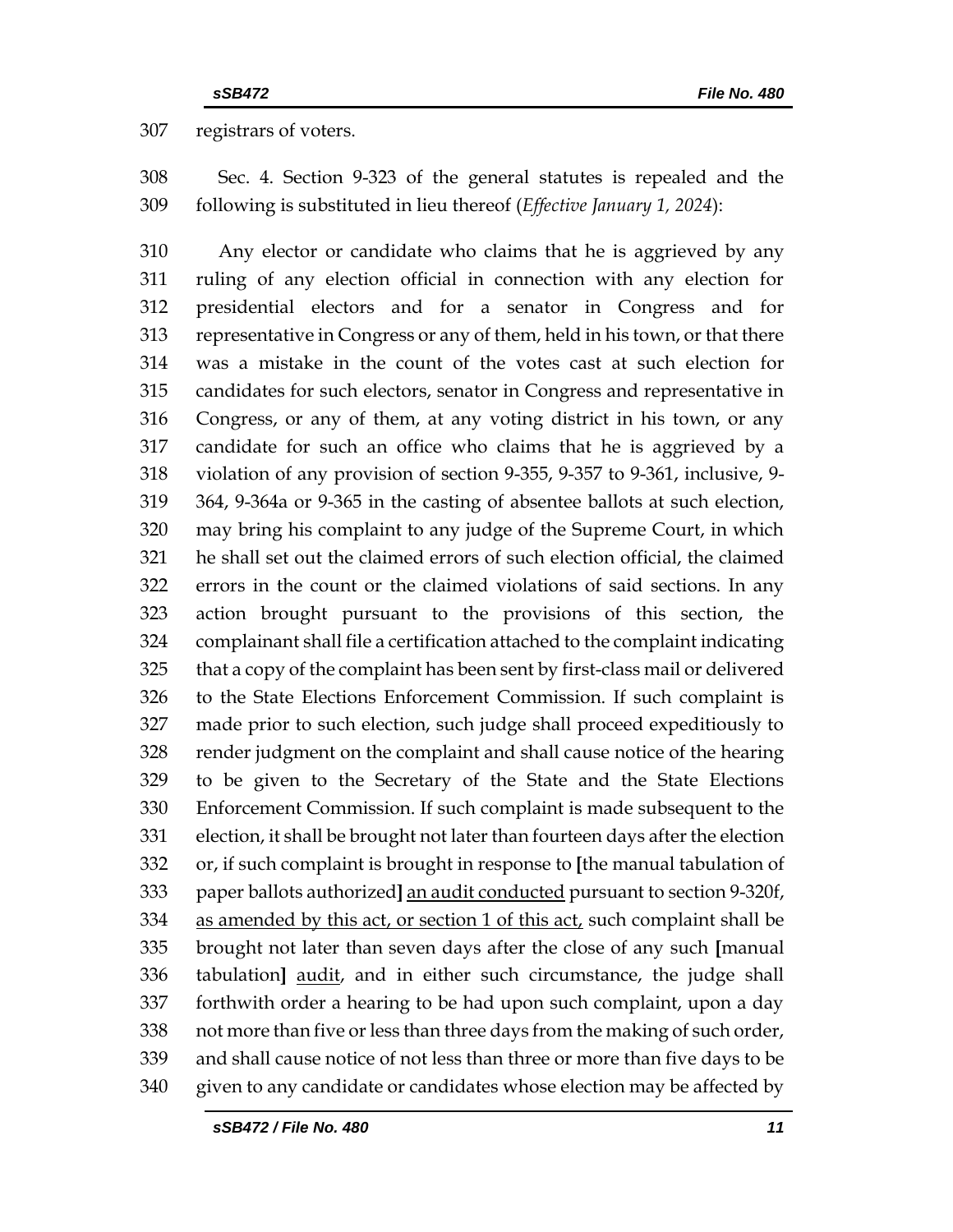registrars of voters.

Sec. 4. Section 9-323 of the general statutes is repealed and the following is substituted in lieu thereof (*Effective January 1, 2024*):

Any elector or candidate who claims that he is aggrieved by any ruling of any election official in connection with any election for presidential electors and for a senator in Congress and for representative in Congress or any of them, held in his town, or that there was a mistake in the count of the votes cast at such election for candidates for such electors, senator in Congress and representative in Congress, or any of them, at any voting district in his town, or any candidate for such an office who claims that he is aggrieved by a violation of any provision of section 9-355, 9-357 to 9-361, inclusive, 9-364, 9-364a or 9-365 in the casting of absentee ballots at such election, may bring his complaint to any judge of the Supreme Court, in which he shall set out the claimed errors of such election official, the claimed errors in the count or the claimed violations of said sections. In any action brought pursuant to the provisions of this section, the complainant shall file a certification attached to the complaint indicating that a copy of the complaint has been sent by first-class mail or delivered to the State Elections Enforcement Commission. If such complaint is made prior to such election, such judge shall proceed expeditiously to render judgment on the complaint and shall cause notice of the hearing to be given to the Secretary of the State and the State Elections Enforcement Commission. If such complaint is made subsequent to the election, it shall be brought not later than fourteen days after the election or, if such complaint is brought in response to **[**the manual tabulation of paper ballots authorized**]** <u>an audit conducted</u> pursuant to section 9-320f, <u>as amended by this act, or section 1 of this act,</u> such complaint shall be brought not later than seven days after the close of any such **[**manual tabulation**]** <u>audit</u>, and in either such circumstance, the judge shall forthwith order a hearing to be had upon such complaint, upon a day not more than five or less than three days from the making of such order, and shall cause notice of not less than three or more than five days to be given to any candidate or candidates whose election may be affected by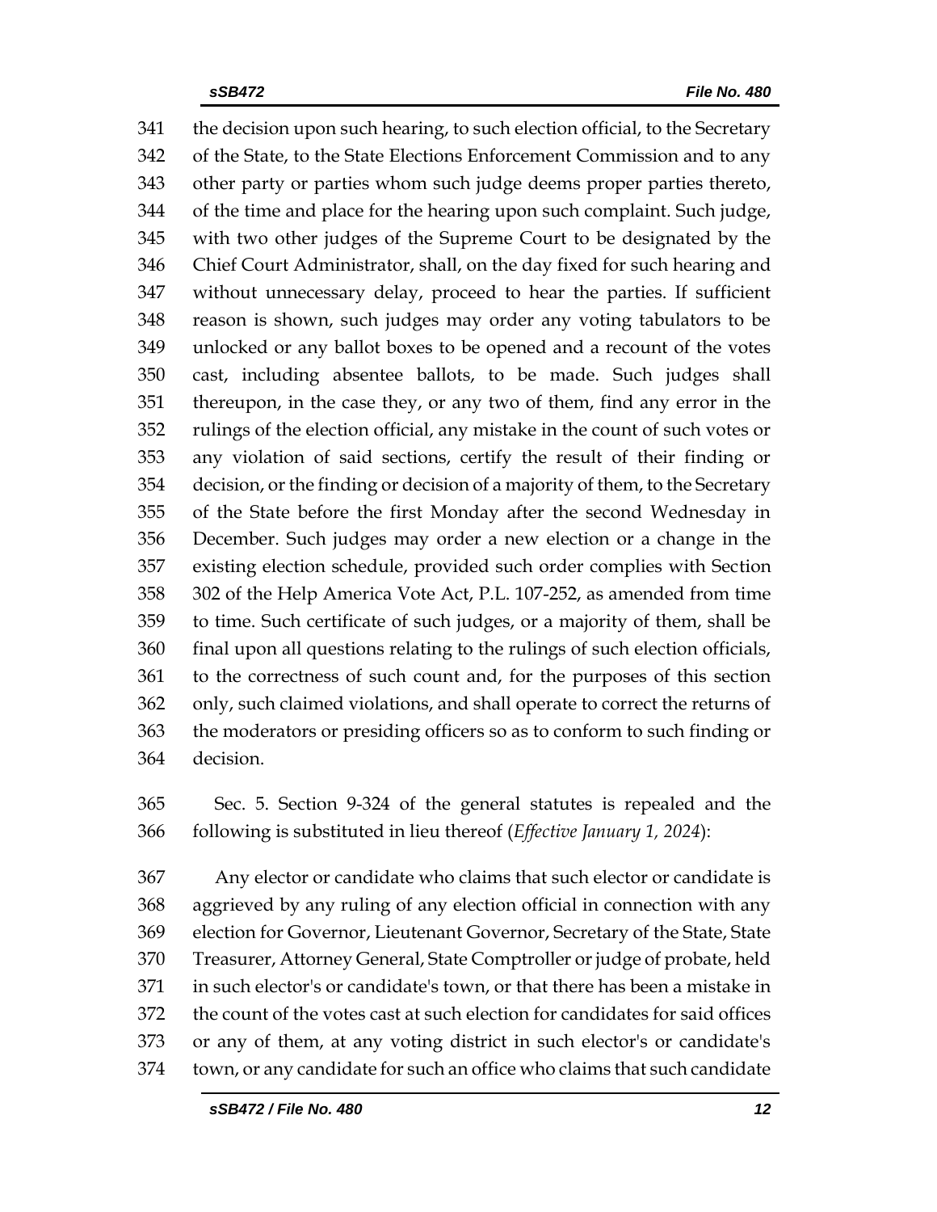the decision upon such hearing, to such election official, to the Secretary of the State, to the State Elections Enforcement Commission and to any other party or parties whom such judge deems proper parties thereto, of the time and place for the hearing upon such complaint. Such judge, with two other judges of the Supreme Court to be designated by the Chief Court Administrator, shall, on the day fixed for such hearing and without unnecessary delay, proceed to hear the parties. If sufficient reason is shown, such judges may order any voting tabulators to be unlocked or any ballot boxes to be opened and a recount of the votes cast, including absentee ballots, to be made. Such judges shall thereupon, in the case they, or any two of them, find any error in the rulings of the election official, any mistake in the count of such votes or any violation of said sections, certify the result of their finding or decision, or the finding or decision of a majority of them, to the Secretary of the State before the first Monday after the second Wednesday in December. Such judges may order a new election or a change in the existing election schedule, provided such order complies with Section 302 of the Help America Vote Act, P.L. 107-252, as amended from time to time. Such certificate of such judges, or a majority of them, shall be final upon all questions relating to the rulings of such election officials, to the correctness of such count and, for the purposes of this section only, such claimed violations, and shall operate to correct the returns of the moderators or presiding officers so as to conform to such finding or decision.

Sec. 5. Section 9-324 of the general statutes is repealed and the following is substituted in lieu thereof (*Effective January 1, 2024*):

Any elector or candidate who claims that such elector or candidate is aggrieved by any ruling of any election official in connection with any election for Governor, Lieutenant Governor, Secretary of the State, State Treasurer, Attorney General, State Comptroller or judge of probate, held in such elector's or candidate's town, or that there has been a mistake in the count of the votes cast at such election for candidates for said offices or any of them, at any voting district in such elector's or candidate's town, or any candidate for such an office who claims that such candidate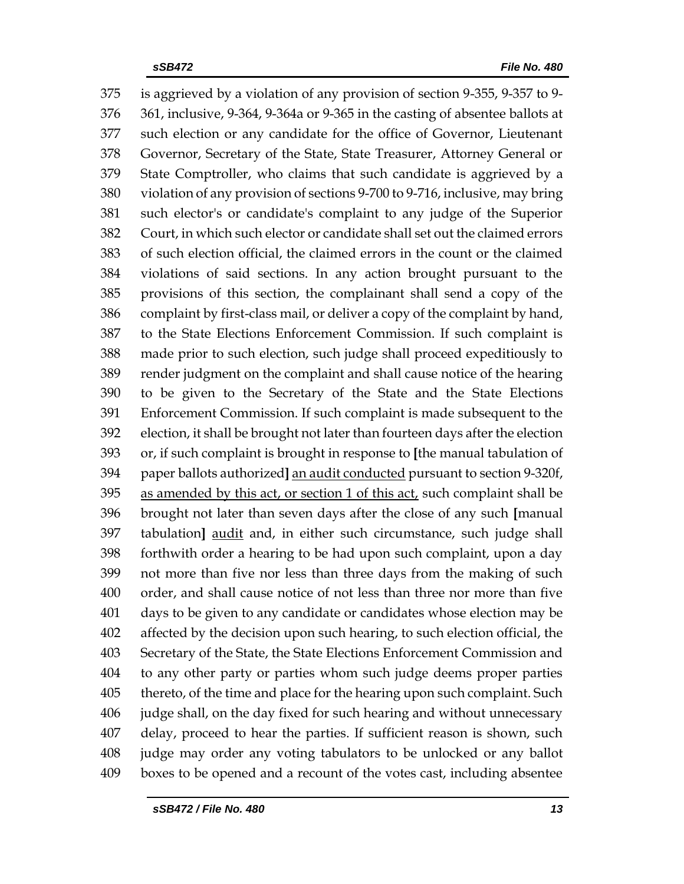375 is aggrieved by a violation of any provision of section 9-355, 9-357 to 9-
376 361, inclusive, 9-364, 9-364a or 9-365 in the casting of absentee ballots at
377 such election or any candidate for the office of Governor, Lieutenant
378 Governor, Secretary of the State, State Treasurer, Attorney General or
379 State Comptroller, who claims that such candidate is aggrieved by a
380 violation of any provision of sections 9-700 to 9-716, inclusive, may bring
381 such elector's or candidate's complaint to any judge of the Superior
382 Court, in which such elector or candidate shall set out the claimed errors
383 of such election official, the claimed errors in the count or the claimed
384 violations of said sections. In any action brought pursuant to the
385 provisions of this section, the complainant shall send a copy of the
386 complaint by first-class mail, or deliver a copy of the complaint by hand,
387 to the State Elections Enforcement Commission. If such complaint is
388 made prior to such election, such judge shall proceed expeditiously to
389 render judgment on the complaint and shall cause notice of the hearing
390 to be given to the Secretary of the State and the State Elections
391 Enforcement Commission. If such complaint is made subsequent to the
392 election, it shall be brought not later than fourteen days after the election
393 or, if such complaint is brought in response to **[**the manual tabulation of
394 paper ballots authorized**]** <u>an audit conducted</u> pursuant to section 9-320f,
395 <u>as amended by this act, or section 1 of this act,</u> such complaint shall be
396 brought not later than seven days after the close of any such **[**manual
397 tabulation**]** <u>audit</u> and, in either such circumstance, such judge shall
398 forthwith order a hearing to be had upon such complaint, upon a day
399 not more than five nor less than three days from the making of such
400 order, and shall cause notice of not less than three nor more than five
401 days to be given to any candidate or candidates whose election may be
402 affected by the decision upon such hearing, to such election official, the
403 Secretary of the State, the State Elections Enforcement Commission and
404 to any other party or parties whom such judge deems proper parties
405 thereto, of the time and place for the hearing upon such complaint. Such
406 judge shall, on the day fixed for such hearing and without unnecessary
407 delay, proceed to hear the parties. If sufficient reason is shown, such
408 judge may order any voting tabulators to be unlocked or any ballot
409 boxes to be opened and a recount of the votes cast, including absentee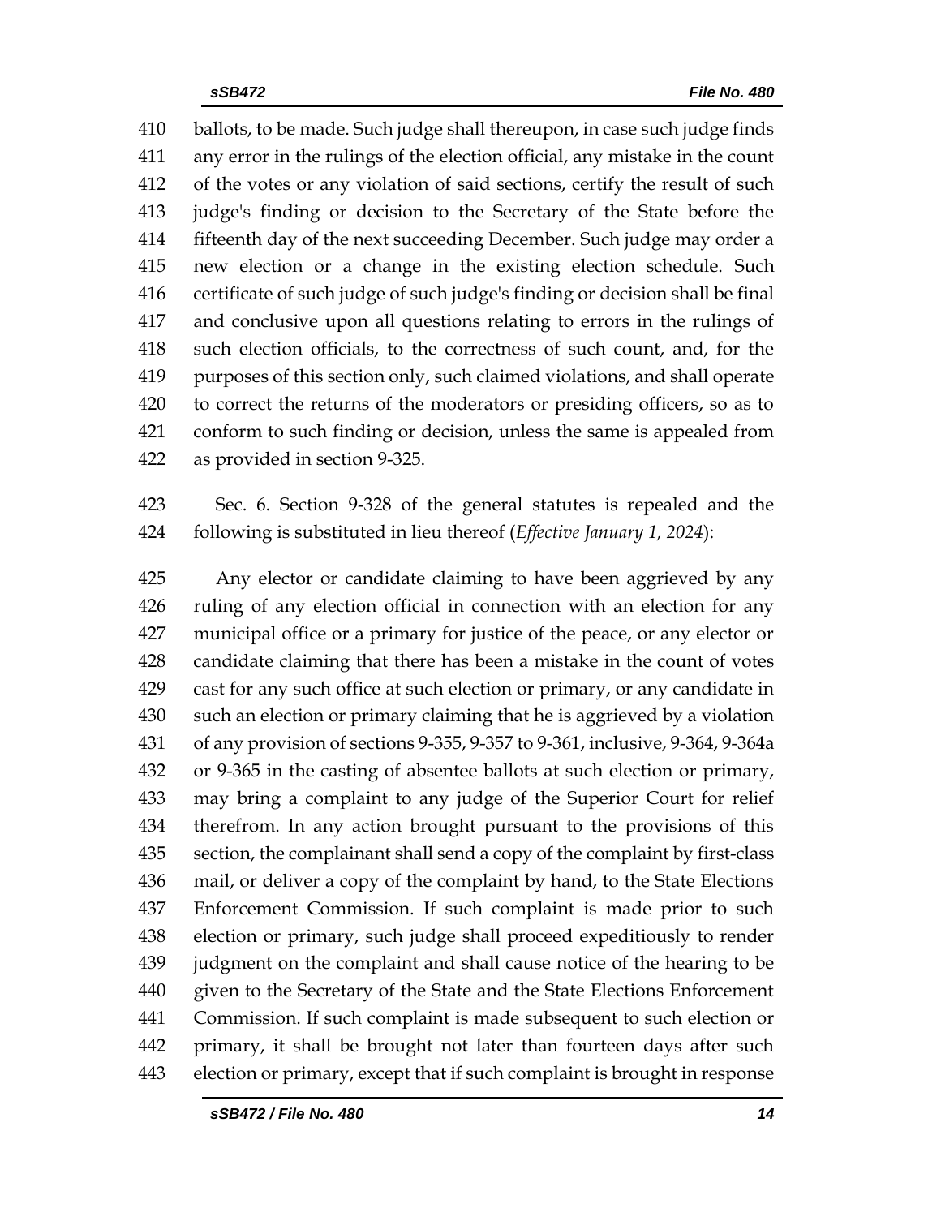ballots, to be made. Such judge shall thereupon, in case such judge finds any error in the rulings of the election official, any mistake in the count of the votes or any violation of said sections, certify the result of such judge's finding or decision to the Secretary of the State before the fifteenth day of the next succeeding December. Such judge may order a new election or a change in the existing election schedule. Such certificate of such judge of such judge's finding or decision shall be final and conclusive upon all questions relating to errors in the rulings of such election officials, to the correctness of such count, and, for the purposes of this section only, such claimed violations, and shall operate to correct the returns of the moderators or presiding officers, so as to conform to such finding or decision, unless the same is appealed from as provided in section 9-325.

Sec. 6. Section 9-328 of the general statutes is repealed and the following is substituted in lieu thereof (*Effective January 1, 2024*):

Any elector or candidate claiming to have been aggrieved by any ruling of any election official in connection with an election for any municipal office or a primary for justice of the peace, or any elector or candidate claiming that there has been a mistake in the count of votes cast for any such office at such election or primary, or any candidate in such an election or primary claiming that he is aggrieved by a violation of any provision of sections 9-355, 9-357 to 9-361, inclusive, 9-364, 9-364a or 9-365 in the casting of absentee ballots at such election or primary, may bring a complaint to any judge of the Superior Court for relief therefrom. In any action brought pursuant to the provisions of this section, the complainant shall send a copy of the complaint by first-class mail, or deliver a copy of the complaint by hand, to the State Elections Enforcement Commission. If such complaint is made prior to such election or primary, such judge shall proceed expeditiously to render judgment on the complaint and shall cause notice of the hearing to be given to the Secretary of the State and the State Elections Enforcement Commission. If such complaint is made subsequent to such election or primary, it shall be brought not later than fourteen days after such election or primary, except that if such complaint is brought in response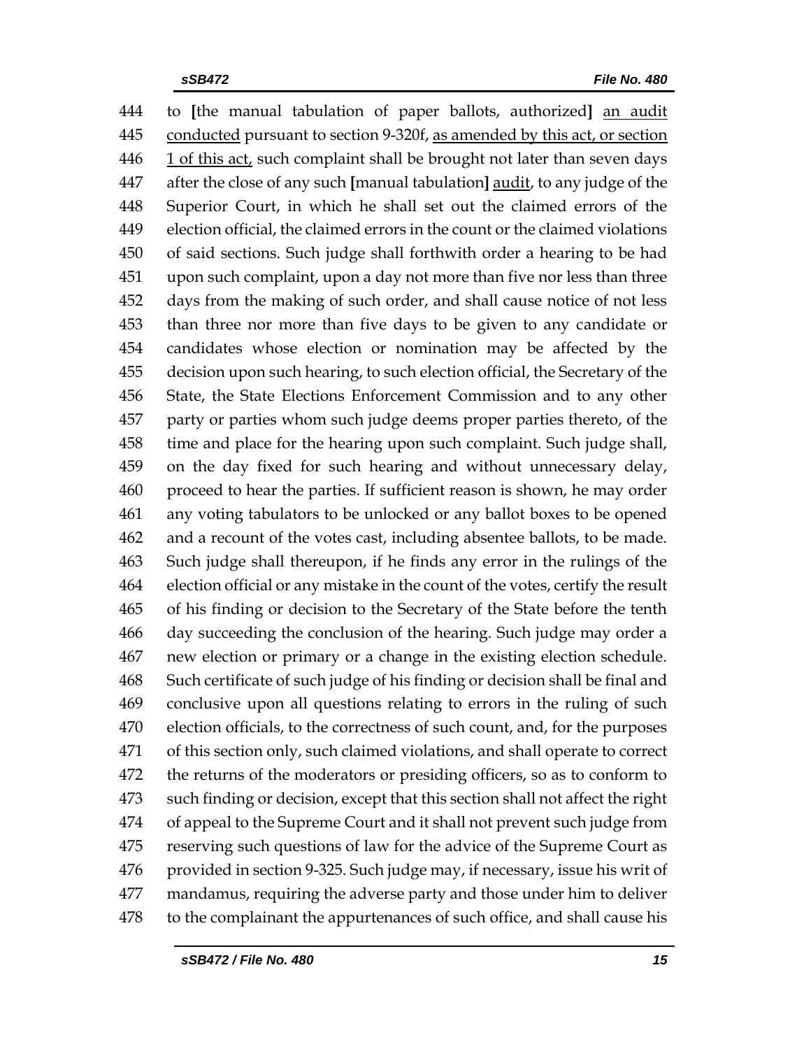to [the manual tabulation of paper ballots, authorized] <u>an audit conducted</u> pursuant to section 9-320f, <u>as amended by this act, or section 1 of this act,</u> such complaint shall be brought not later than seven days after the close of any such [manual tabulation] <u>audit</u>, to any judge of the Superior Court, in which he shall set out the claimed errors of the election official, the claimed errors in the count or the claimed violations of said sections. Such judge shall forthwith order a hearing to be had upon such complaint, upon a day not more than five nor less than three days from the making of such order, and shall cause notice of not less than three nor more than five days to be given to any candidate or candidates whose election or nomination may be affected by the decision upon such hearing, to such election official, the Secretary of the State, the State Elections Enforcement Commission and to any other party or parties whom such judge deems proper parties thereto, of the time and place for the hearing upon such complaint. Such judge shall, on the day fixed for such hearing and without unnecessary delay, proceed to hear the parties. If sufficient reason is shown, he may order any voting tabulators to be unlocked or any ballot boxes to be opened and a recount of the votes cast, including absentee ballots, to be made. Such judge shall thereupon, if he finds any error in the rulings of the election official or any mistake in the count of the votes, certify the result of his finding or decision to the Secretary of the State before the tenth day succeeding the conclusion of the hearing. Such judge may order a new election or primary or a change in the existing election schedule. Such certificate of such judge of his finding or decision shall be final and conclusive upon all questions relating to errors in the ruling of such election officials, to the correctness of such count, and, for the purposes of this section only, such claimed violations, and shall operate to correct the returns of the moderators or presiding officers, so as to conform to such finding or decision, except that this section shall not affect the right of appeal to the Supreme Court and it shall not prevent such judge from reserving such questions of law for the advice of the Supreme Court as provided in section 9-325. Such judge may, if necessary, issue his writ of mandamus, requiring the adverse party and those under him to deliver to the complainant the appurtenances of such office, and shall cause his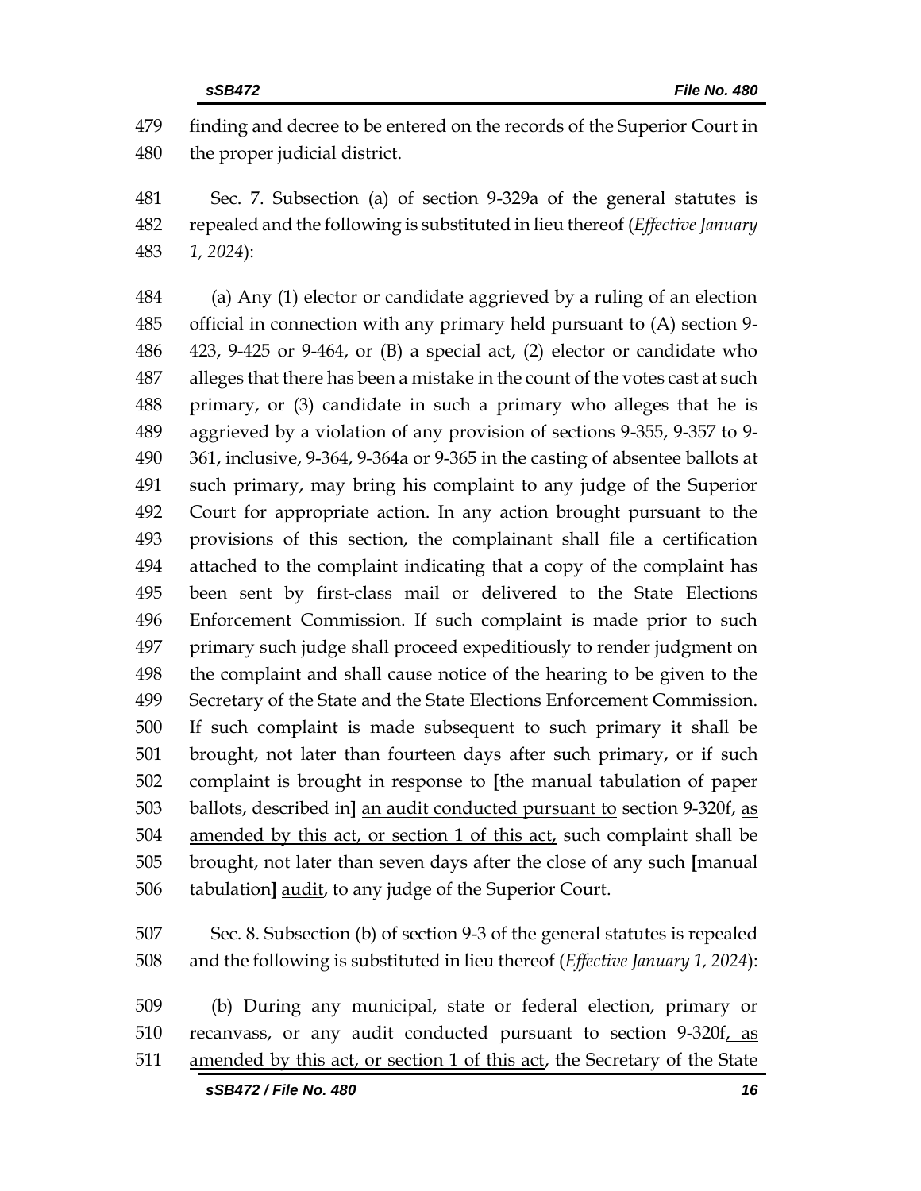finding and decree to be entered on the records of the Superior Court in the proper judicial district.

Sec. 7. Subsection (a) of section 9-329a of the general statutes is repealed and the following is substituted in lieu thereof (*Effective January 1, 2024*):

(a) Any (1) elector or candidate aggrieved by a ruling of an election official in connection with any primary held pursuant to (A) section 9-423, 9-425 or 9-464, or (B) a special act, (2) elector or candidate who alleges that there has been a mistake in the count of the votes cast at such primary, or (3) candidate in such a primary who alleges that he is aggrieved by a violation of any provision of sections 9-355, 9-357 to 9-361, inclusive, 9-364, 9-364a or 9-365 in the casting of absentee ballots at such primary, may bring his complaint to any judge of the Superior Court for appropriate action. In any action brought pursuant to the provisions of this section, the complainant shall file a certification attached to the complaint indicating that a copy of the complaint has been sent by first-class mail or delivered to the State Elections Enforcement Commission. If such complaint is made prior to such primary such judge shall proceed expeditiously to render judgment on the complaint and shall cause notice of the hearing to be given to the Secretary of the State and the State Elections Enforcement Commission. If such complaint is made subsequent to such primary it shall be brought, not later than fourteen days after such primary, or if such complaint is brought in response to **[**the manual tabulation of paper ballots, described in**]** <u>an audit conducted pursuant to</u> section 9-320f, <u>as amended by this act, or section 1 of this act,</u> such complaint shall be brought, not later than seven days after the close of any such **[**manual tabulation**]** <u>audit</u>, to any judge of the Superior Court.

Sec. 8. Subsection (b) of section 9-3 of the general statutes is repealed and the following is substituted in lieu thereof (*Effective January 1, 2024*):

(b) During any municipal, state or federal election, primary or recanvass, or any audit conducted pursuant to section 9-320f<u>, as amended by this act, or section 1 of this act</u>, the Secretary of the State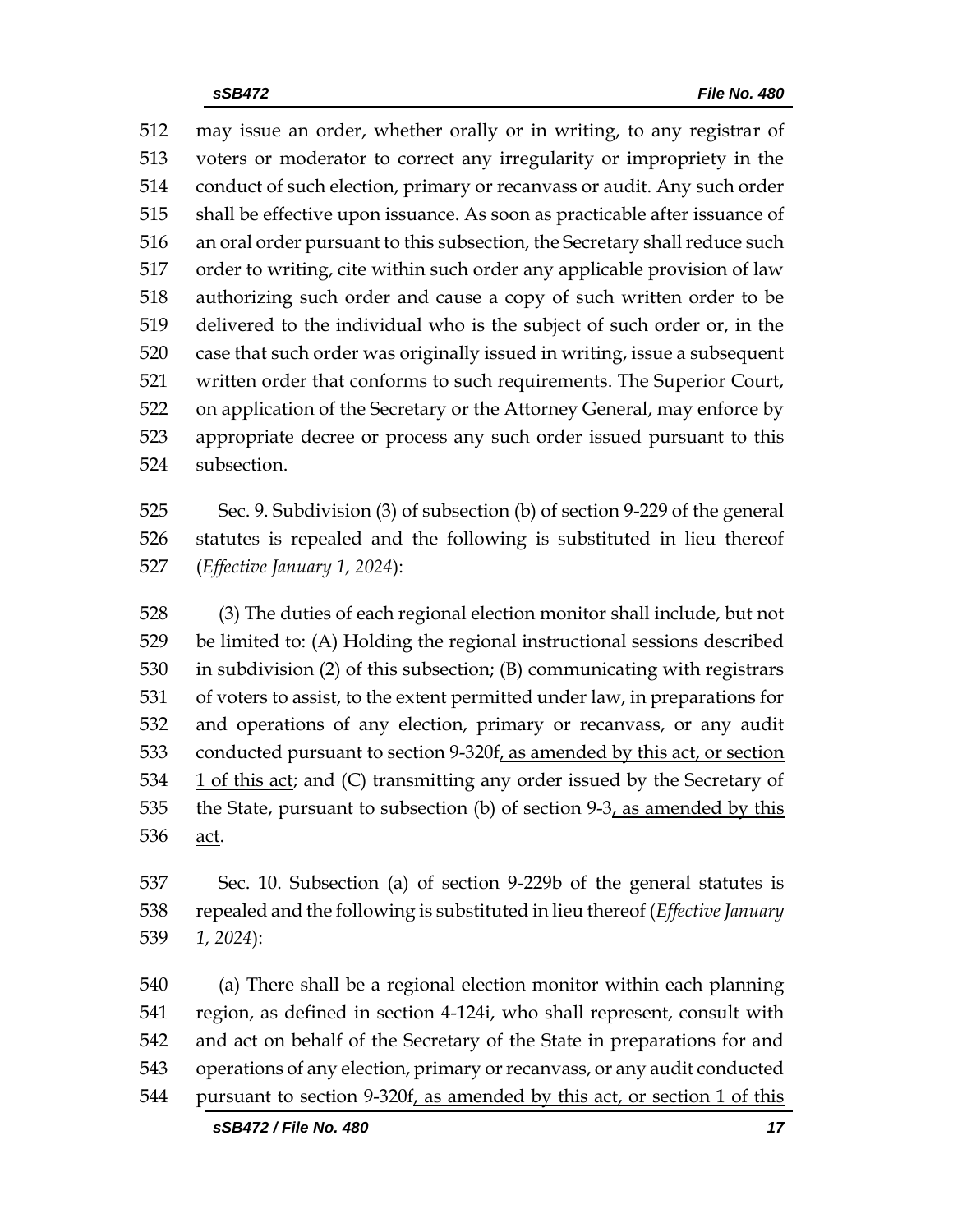may issue an order, whether orally or in writing, to any registrar of voters or moderator to correct any irregularity or impropriety in the conduct of such election, primary or recanvass or audit. Any such order shall be effective upon issuance. As soon as practicable after issuance of an oral order pursuant to this subsection, the Secretary shall reduce such order to writing, cite within such order any applicable provision of law authorizing such order and cause a copy of such written order to be delivered to the individual who is the subject of such order or, in the case that such order was originally issued in writing, issue a subsequent written order that conforms to such requirements. The Superior Court, on application of the Secretary or the Attorney General, may enforce by appropriate decree or process any such order issued pursuant to this subsection.

Sec. 9. Subdivision (3) of subsection (b) of section 9-229 of the general statutes is repealed and the following is substituted in lieu thereof (*Effective January 1, 2024*):

(3) The duties of each regional election monitor shall include, but not be limited to: (A) Holding the regional instructional sessions described in subdivision (2) of this subsection; (B) communicating with registrars of voters to assist, to the extent permitted under law, in preparations for and operations of any election, primary or recanvass, or any audit conducted pursuant to section 9-320f<u>, as amended by this act, or section 1 of this act</u>; and (C) transmitting any order issued by the Secretary of the State, pursuant to subsection (b) of section 9-3<u>, as amended by this act</u>.

Sec. 10. Subsection (a) of section 9-229b of the general statutes is repealed and the following is substituted in lieu thereof (*Effective January 1, 2024*):

(a) There shall be a regional election monitor within each planning region, as defined in section 4-124i, who shall represent, consult with and act on behalf of the Secretary of the State in preparations for and operations of any election, primary or recanvass, or any audit conducted pursuant to section 9-320f<u>, as amended by this act, or section 1 of this</u>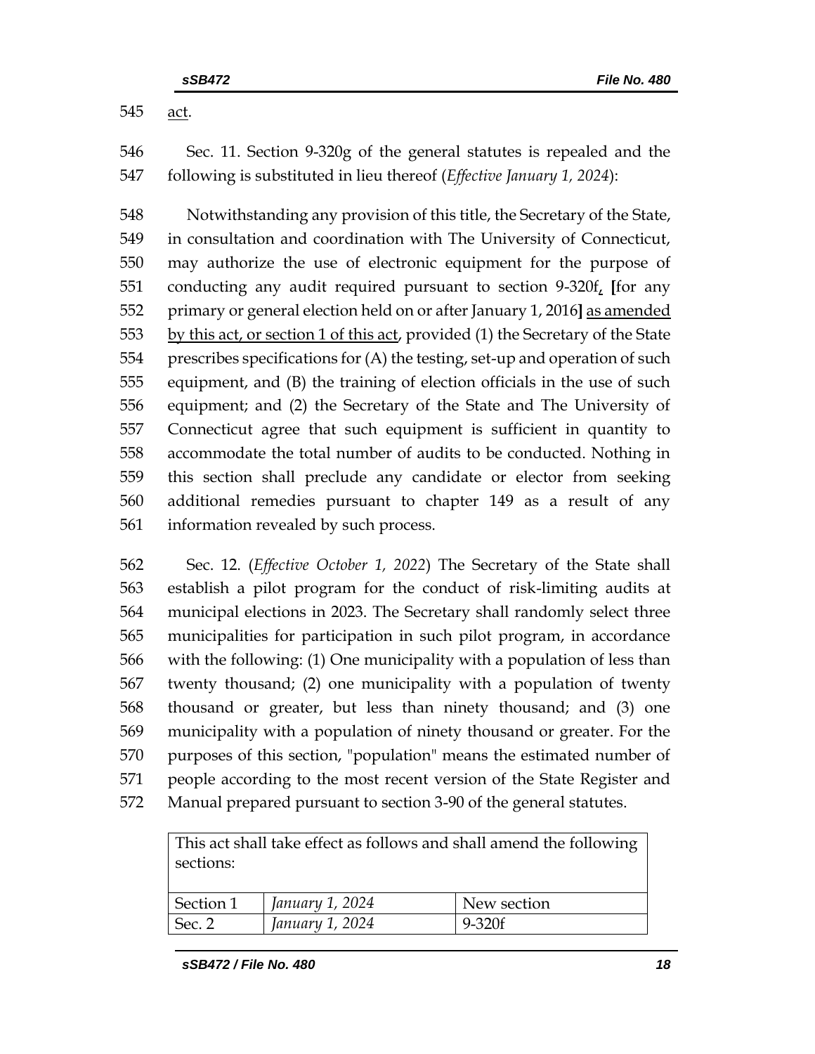act.

Sec. 11. Section 9-320g of the general statutes is repealed and the following is substituted in lieu thereof (*Effective January 1, 2024*):

Notwithstanding any provision of this title, the Secretary of the State, in consultation and coordination with The University of Connecticut, may authorize the use of electronic equipment for the purpose of conducting any audit required pursuant to section 9-320f, [for any primary or general election held on or after January 1, 2016] as amended by this act, or section 1 of this act, provided (1) the Secretary of the State prescribes specifications for (A) the testing, set-up and operation of such equipment, and (B) the training of election officials in the use of such equipment; and (2) the Secretary of the State and The University of Connecticut agree that such equipment is sufficient in quantity to accommodate the total number of audits to be conducted. Nothing in this section shall preclude any candidate or elector from seeking additional remedies pursuant to chapter 149 as a result of any information revealed by such process.

Sec. 12. (*Effective October 1, 2022*) The Secretary of the State shall establish a pilot program for the conduct of risk-limiting audits at municipal elections in 2023. The Secretary shall randomly select three municipalities for participation in such pilot program, in accordance with the following: (1) One municipality with a population of less than twenty thousand; (2) one municipality with a population of twenty thousand or greater, but less than ninety thousand; and (3) one municipality with a population of ninety thousand or greater. For the purposes of this section, "population" means the estimated number of people according to the most recent version of the State Register and Manual prepared pursuant to section 3-90 of the general statutes.

| This act shall take effect as follows and shall amend the following sections: | | |
|---|---|---|
| Section 1 | *January 1, 2024* | New section |
| Sec. 2 | *January 1, 2024* | 9-320f |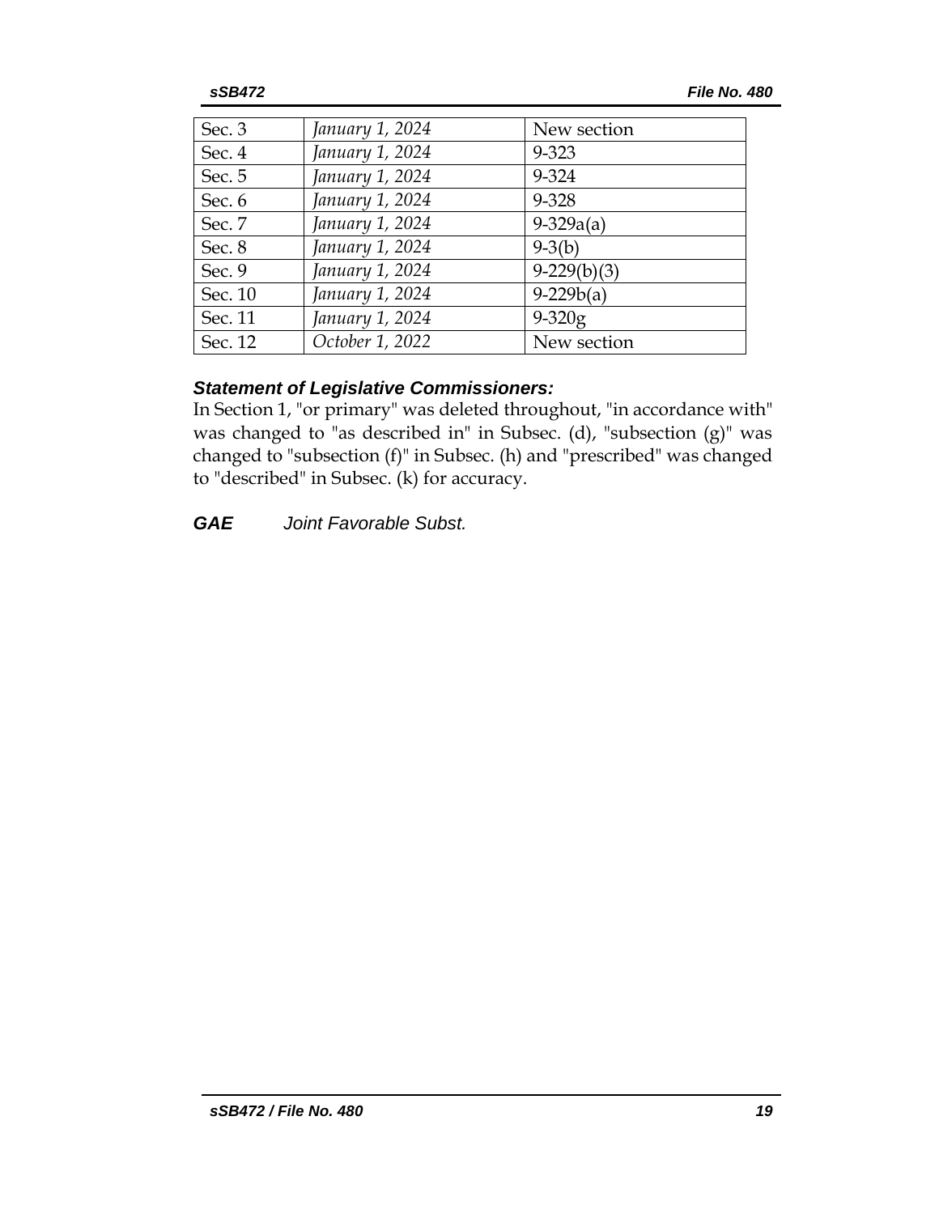| | | |
|---|---|---|
| Sec. 3 | *January 1, 2024* | New section |
| Sec. 4 | *January 1, 2024* | 9-323 |
| Sec. 5 | *January 1, 2024* | 9-324 |
| Sec. 6 | *January 1, 2024* | 9-328 |
| Sec. 7 | *January 1, 2024* | 9-329a(a) |
| Sec. 8 | *January 1, 2024* | 9-3(b) |
| Sec. 9 | *January 1, 2024* | 9-229(b)(3) |
| Sec. 10 | *January 1, 2024* | 9-229b(a) |
| Sec. 11 | *January 1, 2024* | 9-320g |
| Sec. 12 | *October 1, 2022* | New section |

***Statement of Legislative Commissioners:***

In Section 1, "or primary" was deleted throughout, "in accordance with" was changed to "as described in" in Subsec. (d), "subsection (g)" was changed to "subsection (f)" in Subsec. (h) and "prescribed" was changed to "described" in Subsec. (k) for accuracy.

***GAE*** *Joint Favorable Subst.*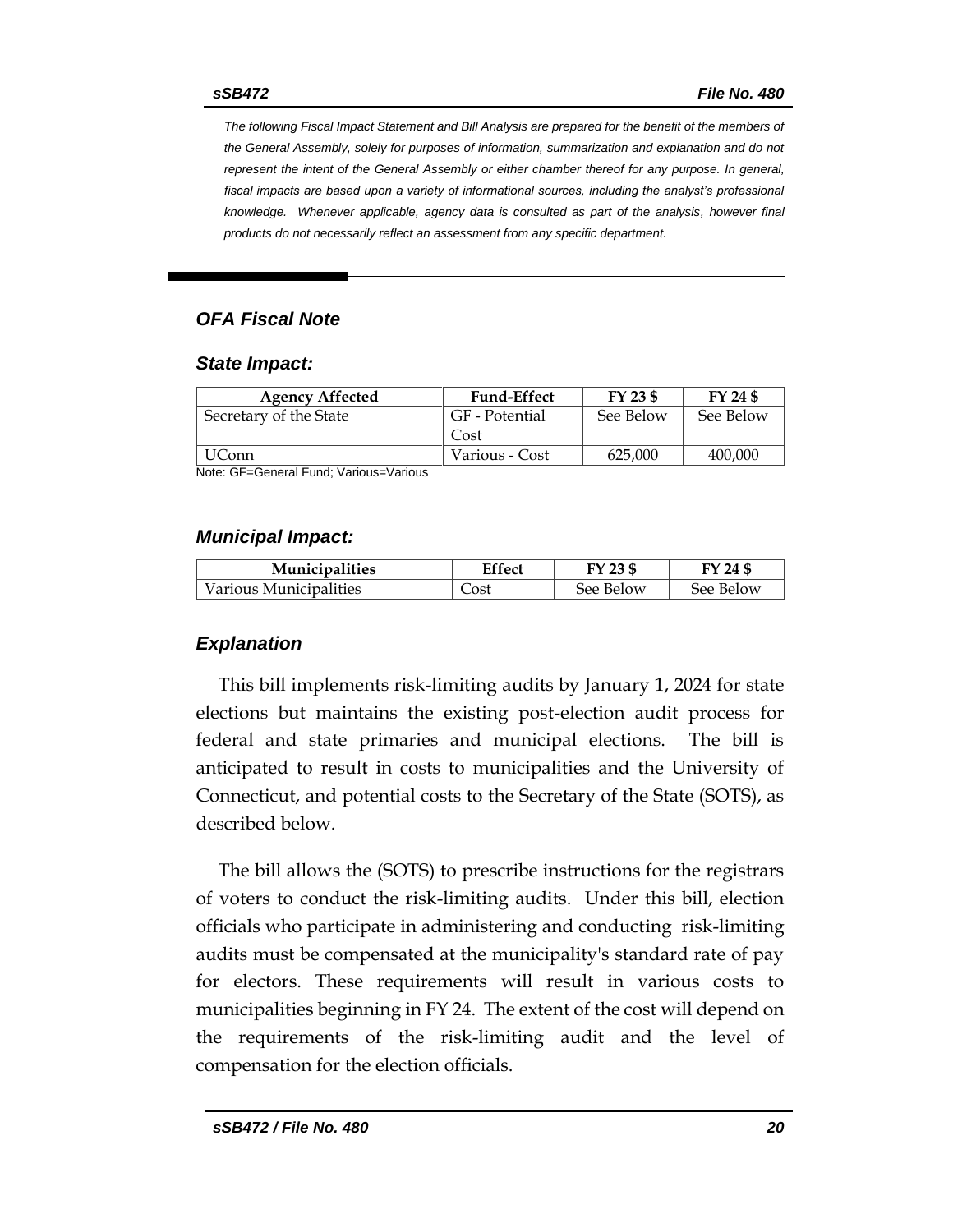*The following Fiscal Impact Statement and Bill Analysis are prepared for the benefit of the members of the General Assembly, solely for purposes of information, summarization and explanation and do not represent the intent of the General Assembly or either chamber thereof for any purpose. In general, fiscal impacts are based upon a variety of informational sources, including the analyst's professional knowledge. Whenever applicable, agency data is consulted as part of the analysis, however final products do not necessarily reflect an assessment from any specific department.*

## *OFA Fiscal Note*

### *State Impact:*

| Agency Affected | Fund-Effect | FY 23 $ | FY 24 $ |
|---|---|---|---|
| Secretary of the State | GF - Potential Cost | See Below | See Below |
| UConn | Various - Cost | 625,000 | 400,000 |

Note: GF=General Fund; Various=Various

### *Municipal Impact:*

| Municipalities | Effect | FY 23 $ | FY 24 $ |
|---|---|---|---|
| Various Municipalities | Cost | See Below | See Below |

### *Explanation*

This bill implements risk-limiting audits by January 1, 2024 for state elections but maintains the existing post-election audit process for federal and state primaries and municipal elections. The bill is anticipated to result in costs to municipalities and the University of Connecticut, and potential costs to the Secretary of the State (SOTS), as described below.

The bill allows the (SOTS) to prescribe instructions for the registrars of voters to conduct the risk-limiting audits. Under this bill, election officials who participate in administering and conducting risk-limiting audits must be compensated at the municipality's standard rate of pay for electors. These requirements will result in various costs to municipalities beginning in FY 24. The extent of the cost will depend on the requirements of the risk-limiting audit and the level of compensation for the election officials.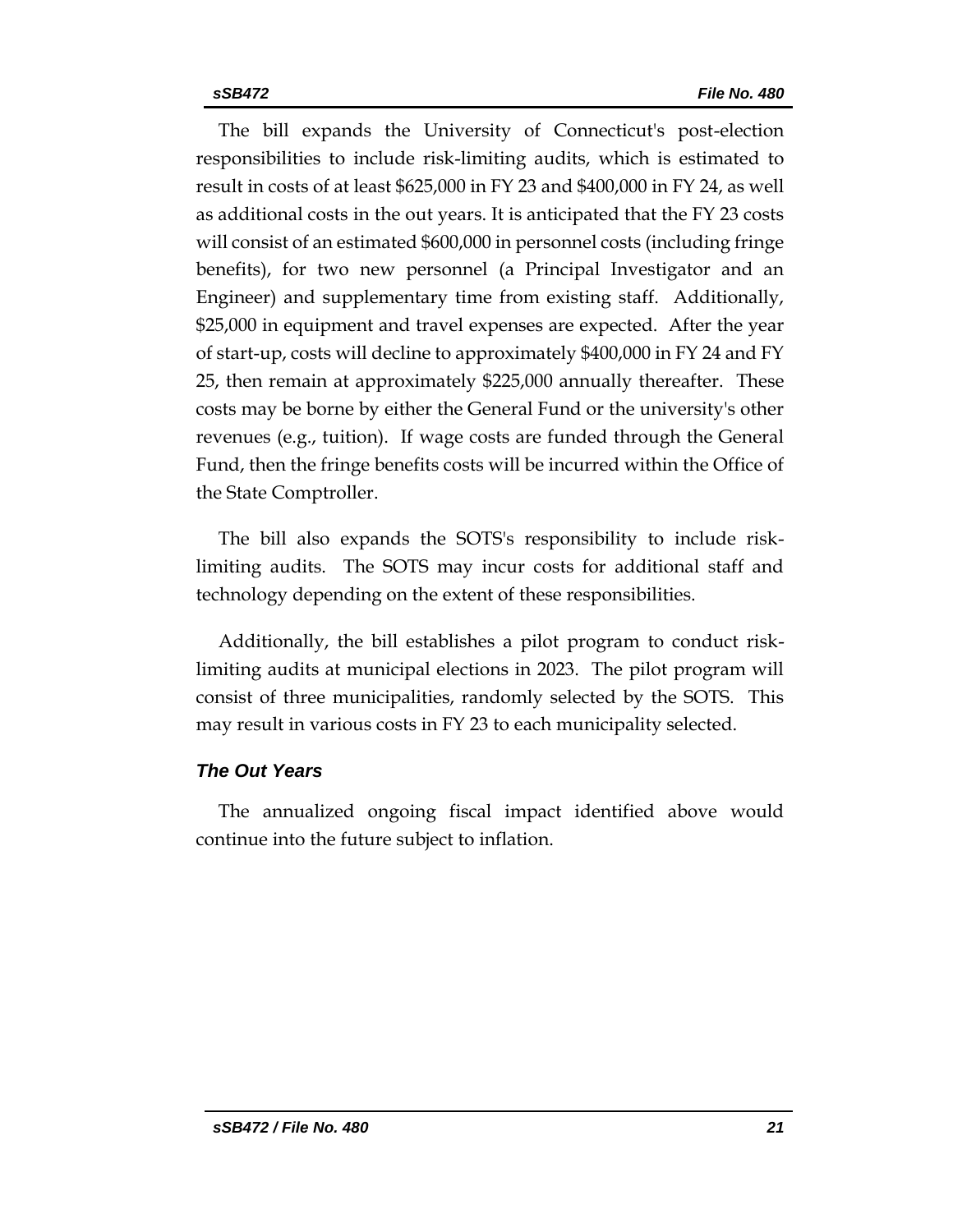The bill expands the University of Connecticut's post-election responsibilities to include risk-limiting audits, which is estimated to result in costs of at least $625,000 in FY 23 and $400,000 in FY 24, as well as additional costs in the out years. It is anticipated that the FY 23 costs will consist of an estimated $600,000 in personnel costs (including fringe benefits), for two new personnel (a Principal Investigator and an Engineer) and supplementary time from existing staff. Additionally, $25,000 in equipment and travel expenses are expected. After the year of start-up, costs will decline to approximately $400,000 in FY 24 and FY 25, then remain at approximately $225,000 annually thereafter. These costs may be borne by either the General Fund or the university's other revenues (e.g., tuition). If wage costs are funded through the General Fund, then the fringe benefits costs will be incurred within the Office of the State Comptroller.

The bill also expands the SOTS's responsibility to include risk-limiting audits. The SOTS may incur costs for additional staff and technology depending on the extent of these responsibilities.

Additionally, the bill establishes a pilot program to conduct risk-limiting audits at municipal elections in 2023. The pilot program will consist of three municipalities, randomly selected by the SOTS. This may result in various costs in FY 23 to each municipality selected.

### *The Out Years*

The annualized ongoing fiscal impact identified above would continue into the future subject to inflation.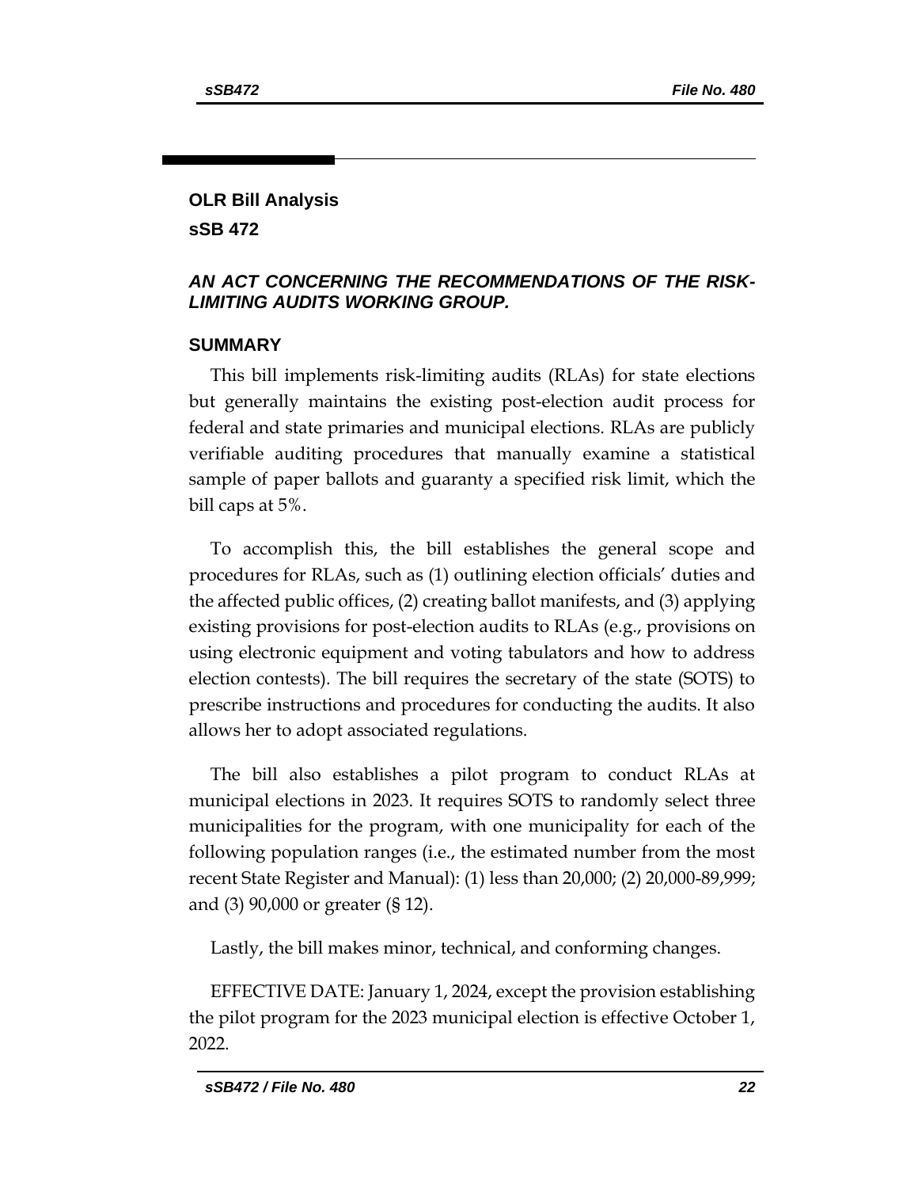## OLR Bill Analysis

## sSB 472

### *AN ACT CONCERNING THE RECOMMENDATIONS OF THE RISK-LIMITING AUDITS WORKING GROUP.*

### SUMMARY

This bill implements risk-limiting audits (RLAs) for state elections but generally maintains the existing post-election audit process for federal and state primaries and municipal elections. RLAs are publicly verifiable auditing procedures that manually examine a statistical sample of paper ballots and guaranty a specified risk limit, which the bill caps at 5%.

To accomplish this, the bill establishes the general scope and procedures for RLAs, such as (1) outlining election officials' duties and the affected public offices, (2) creating ballot manifests, and (3) applying existing provisions for post-election audits to RLAs (e.g., provisions on using electronic equipment and voting tabulators and how to address election contests). The bill requires the secretary of the state (SOTS) to prescribe instructions and procedures for conducting the audits. It also allows her to adopt associated regulations.

The bill also establishes a pilot program to conduct RLAs at municipal elections in 2023. It requires SOTS to randomly select three municipalities for the program, with one municipality for each of the following population ranges (i.e., the estimated number from the most recent State Register and Manual): (1) less than 20,000; (2) 20,000-89,999; and (3) 90,000 or greater (§ 12).

Lastly, the bill makes minor, technical, and conforming changes.

EFFECTIVE DATE: January 1, 2024, except the provision establishing the pilot program for the 2023 municipal election is effective October 1, 2022.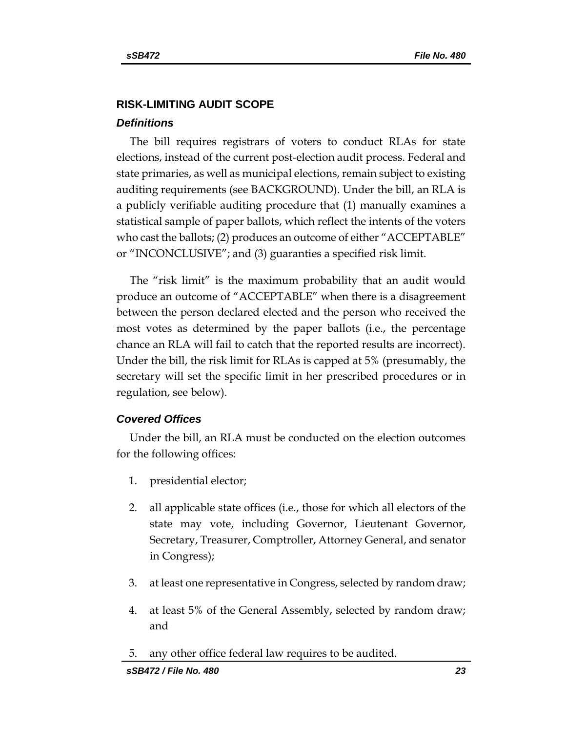## RISK-LIMITING AUDIT SCOPE

### *Definitions*

The bill requires registrars of voters to conduct RLAs for state elections, instead of the current post-election audit process. Federal and state primaries, as well as municipal elections, remain subject to existing auditing requirements (see BACKGROUND). Under the bill, an RLA is a publicly verifiable auditing procedure that (1) manually examines a statistical sample of paper ballots, which reflect the intents of the voters who cast the ballots; (2) produces an outcome of either "ACCEPTABLE" or "INCONCLUSIVE"; and (3) guaranties a specified risk limit.

The "risk limit" is the maximum probability that an audit would produce an outcome of "ACCEPTABLE" when there is a disagreement between the person declared elected and the person who received the most votes as determined by the paper ballots (i.e., the percentage chance an RLA will fail to catch that the reported results are incorrect). Under the bill, the risk limit for RLAs is capped at 5% (presumably, the secretary will set the specific limit in her prescribed procedures or in regulation, see below).

### *Covered Offices*

Under the bill, an RLA must be conducted on the election outcomes for the following offices:

1. presidential elector;
2. all applicable state offices (i.e., those for which all electors of the state may vote, including Governor, Lieutenant Governor, Secretary, Treasurer, Comptroller, Attorney General, and senator in Congress);
3. at least one representative in Congress, selected by random draw;
4. at least 5% of the General Assembly, selected by random draw; and
5. any other office federal law requires to be audited.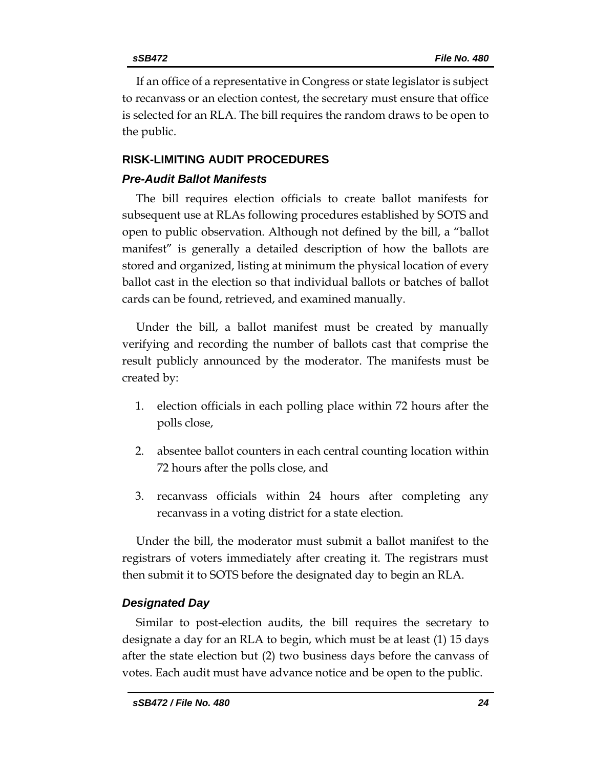If an office of a representative in Congress or state legislator is subject to recanvass or an election contest, the secretary must ensure that office is selected for an RLA. The bill requires the random draws to be open to the public.

## RISK-LIMITING AUDIT PROCEDURES

### *Pre-Audit Ballot Manifests*

The bill requires election officials to create ballot manifests for subsequent use at RLAs following procedures established by SOTS and open to public observation. Although not defined by the bill, a "ballot manifest" is generally a detailed description of how the ballots are stored and organized, listing at minimum the physical location of every ballot cast in the election so that individual ballots or batches of ballot cards can be found, retrieved, and examined manually.

Under the bill, a ballot manifest must be created by manually verifying and recording the number of ballots cast that comprise the result publicly announced by the moderator. The manifests must be created by:

1. election officials in each polling place within 72 hours after the polls close,
2. absentee ballot counters in each central counting location within 72 hours after the polls close, and
3. recanvass officials within 24 hours after completing any recanvass in a voting district for a state election.

Under the bill, the moderator must submit a ballot manifest to the registrars of voters immediately after creating it. The registrars must then submit it to SOTS before the designated day to begin an RLA.

### *Designated Day*

Similar to post-election audits, the bill requires the secretary to designate a day for an RLA to begin, which must be at least (1) 15 days after the state election but (2) two business days before the canvass of votes. Each audit must have advance notice and be open to the public.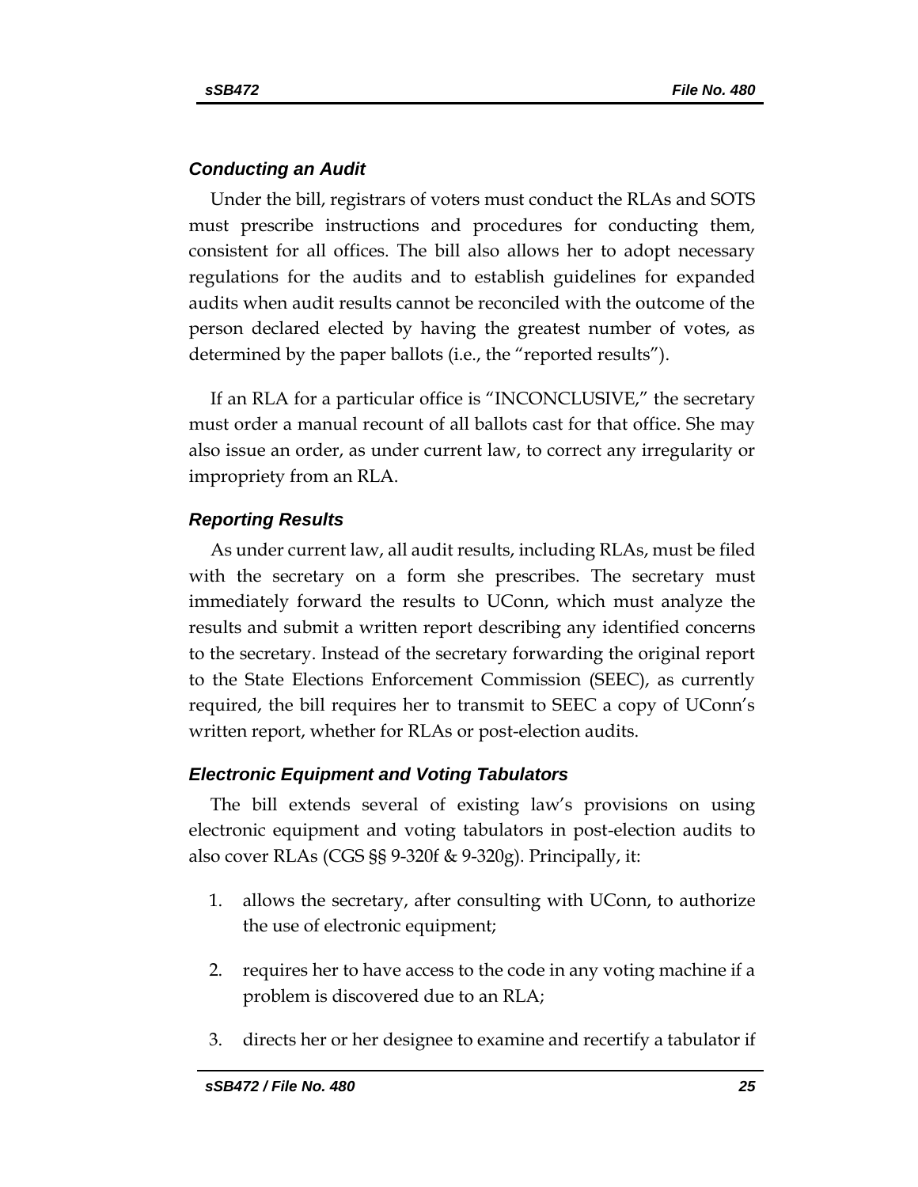### *Conducting an Audit*

Under the bill, registrars of voters must conduct the RLAs and SOTS must prescribe instructions and procedures for conducting them, consistent for all offices. The bill also allows her to adopt necessary regulations for the audits and to establish guidelines for expanded audits when audit results cannot be reconciled with the outcome of the person declared elected by having the greatest number of votes, as determined by the paper ballots (i.e., the "reported results").

If an RLA for a particular office is "INCONCLUSIVE," the secretary must order a manual recount of all ballots cast for that office. She may also issue an order, as under current law, to correct any irregularity or impropriety from an RLA.

### *Reporting Results*

As under current law, all audit results, including RLAs, must be filed with the secretary on a form she prescribes. The secretary must immediately forward the results to UConn, which must analyze the results and submit a written report describing any identified concerns to the secretary. Instead of the secretary forwarding the original report to the State Elections Enforcement Commission (SEEC), as currently required, the bill requires her to transmit to SEEC a copy of UConn's written report, whether for RLAs or post-election audits.

### *Electronic Equipment and Voting Tabulators*

The bill extends several of existing law's provisions on using electronic equipment and voting tabulators in post-election audits to also cover RLAs (CGS §§ 9-320f & 9-320g). Principally, it:

1. allows the secretary, after consulting with UConn, to authorize the use of electronic equipment;
2. requires her to have access to the code in any voting machine if a problem is discovered due to an RLA;
3. directs her or her designee to examine and recertify a tabulator if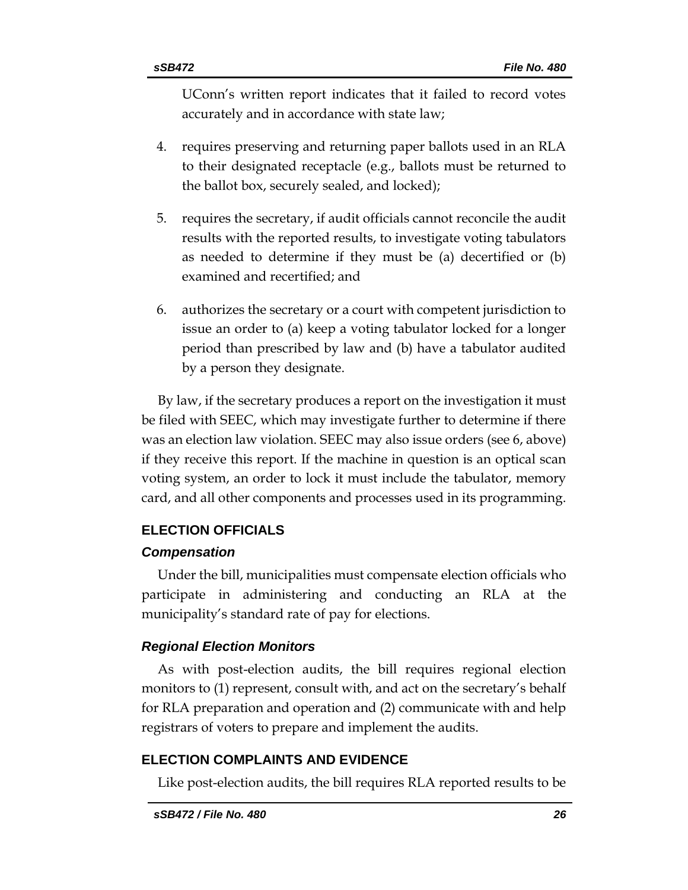UConn's written report indicates that it failed to record votes accurately and in accordance with state law;

4. requires preserving and returning paper ballots used in an RLA to their designated receptacle (e.g., ballots must be returned to the ballot box, securely sealed, and locked);

5. requires the secretary, if audit officials cannot reconcile the audit results with the reported results, to investigate voting tabulators as needed to determine if they must be (a) decertified or (b) examined and recertified; and

6. authorizes the secretary or a court with competent jurisdiction to issue an order to (a) keep a voting tabulator locked for a longer period than prescribed by law and (b) have a tabulator audited by a person they designate.

By law, if the secretary produces a report on the investigation it must be filed with SEEC, which may investigate further to determine if there was an election law violation. SEEC may also issue orders (see 6, above) if they receive this report. If the machine in question is an optical scan voting system, an order to lock it must include the tabulator, memory card, and all other components and processes used in its programming.

## ELECTION OFFICIALS

### *Compensation*

Under the bill, municipalities must compensate election officials who participate in administering and conducting an RLA at the municipality's standard rate of pay for elections.

### *Regional Election Monitors*

As with post-election audits, the bill requires regional election monitors to (1) represent, consult with, and act on the secretary's behalf for RLA preparation and operation and (2) communicate with and help registrars of voters to prepare and implement the audits.

## ELECTION COMPLAINTS AND EVIDENCE

Like post-election audits, the bill requires RLA reported results to be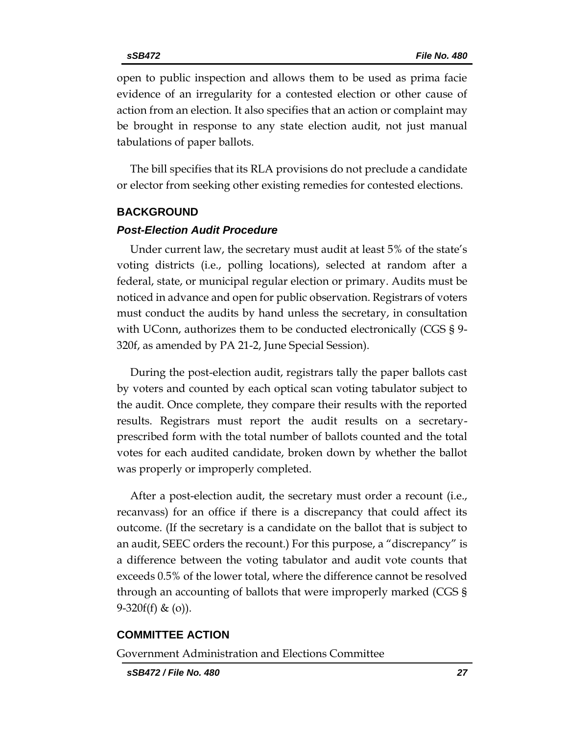open to public inspection and allows them to be used as prima facie evidence of an irregularity for a contested election or other cause of action from an election. It also specifies that an action or complaint may be brought in response to any state election audit, not just manual tabulations of paper ballots.

The bill specifies that its RLA provisions do not preclude a candidate or elector from seeking other existing remedies for contested elections.

## BACKGROUND

### *Post-Election Audit Procedure*

Under current law, the secretary must audit at least 5% of the state's voting districts (i.e., polling locations), selected at random after a federal, state, or municipal regular election or primary. Audits must be noticed in advance and open for public observation. Registrars of voters must conduct the audits by hand unless the secretary, in consultation with UConn, authorizes them to be conducted electronically (CGS § 9-320f, as amended by PA 21-2, June Special Session).

During the post-election audit, registrars tally the paper ballots cast by voters and counted by each optical scan voting tabulator subject to the audit. Once complete, they compare their results with the reported results. Registrars must report the audit results on a secretary-prescribed form with the total number of ballots counted and the total votes for each audited candidate, broken down by whether the ballot was properly or improperly completed.

After a post-election audit, the secretary must order a recount (i.e., recanvass) for an office if there is a discrepancy that could affect its outcome. (If the secretary is a candidate on the ballot that is subject to an audit, SEEC orders the recount.) For this purpose, a "discrepancy" is a difference between the voting tabulator and audit vote counts that exceeds 0.5% of the lower total, where the difference cannot be resolved through an accounting of ballots that were improperly marked (CGS § 9-320f(f) & (o)).

## COMMITTEE ACTION

Government Administration and Elections Committee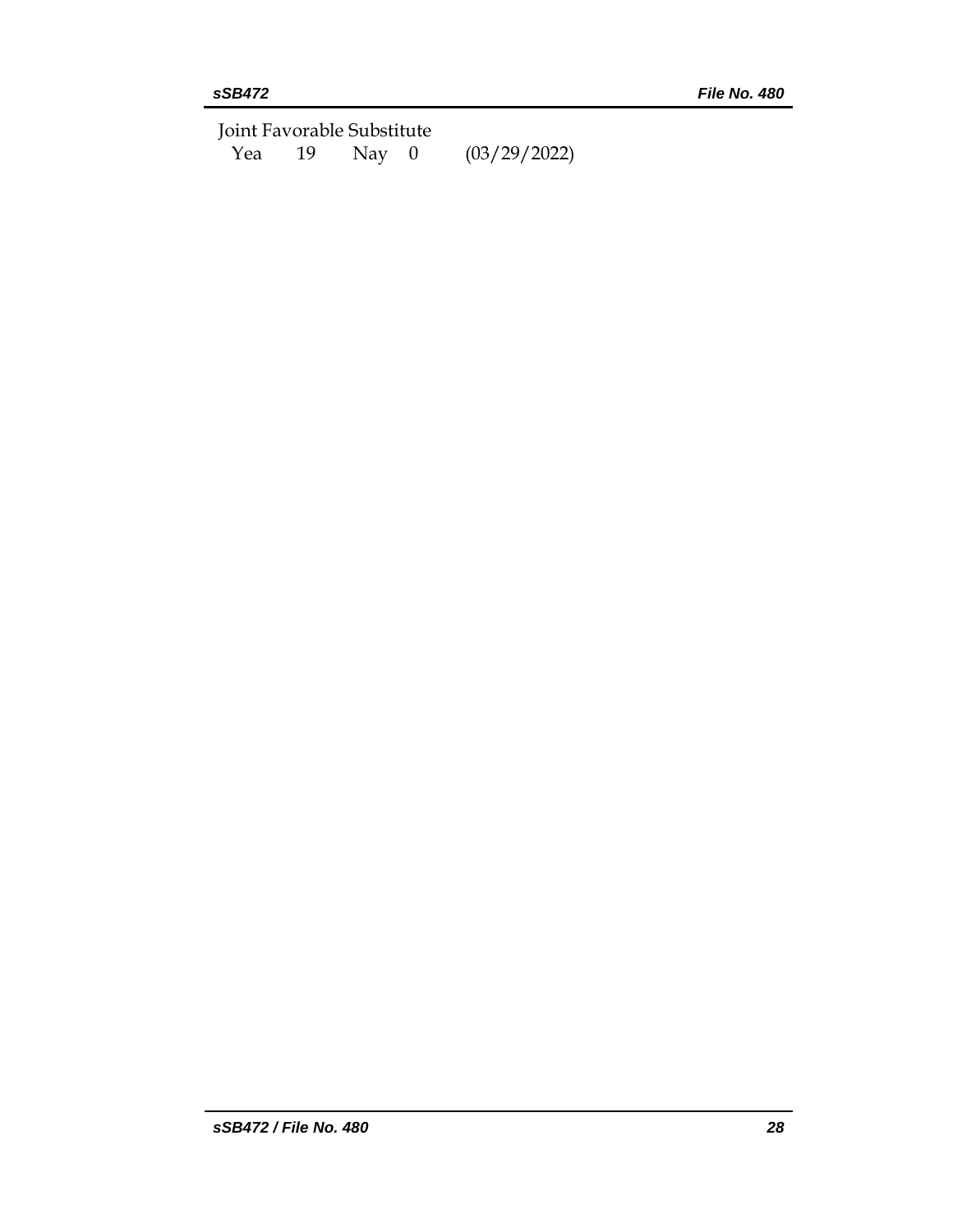Joint Favorable Substitute

| | | | | |
|---|---|---|---|---|
| Yea | 19 | Nay | 0 | (03/29/2022) |